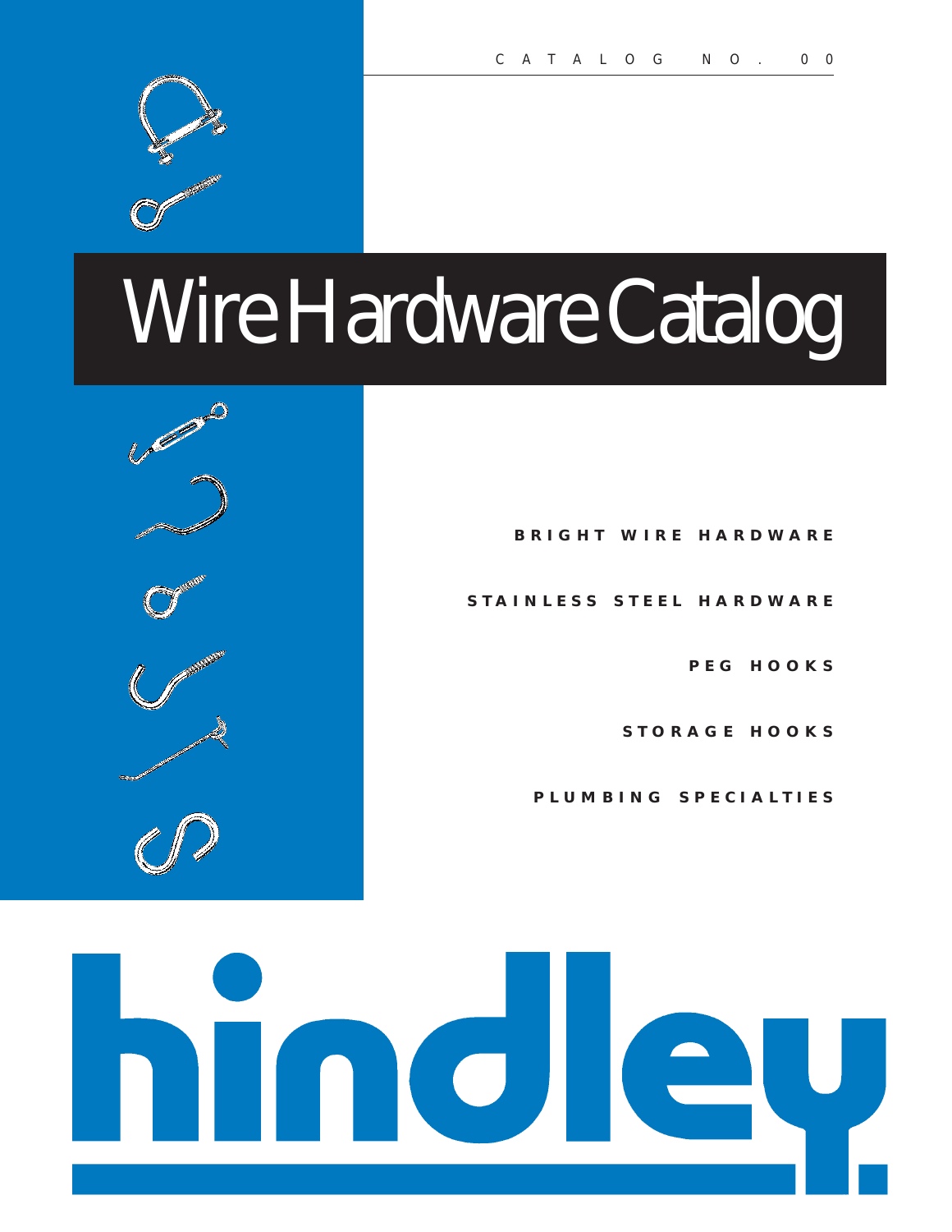CATALOG NO. 00

# Wire Hardware Catalog

**BRIGHT WIRE HARDWARE**

**STAINLESS STEEL HARDWARE**

**PEG HOOKS**

**STORAGE HOOKS**

**PLUMBING SPECIALTIES**

hindley.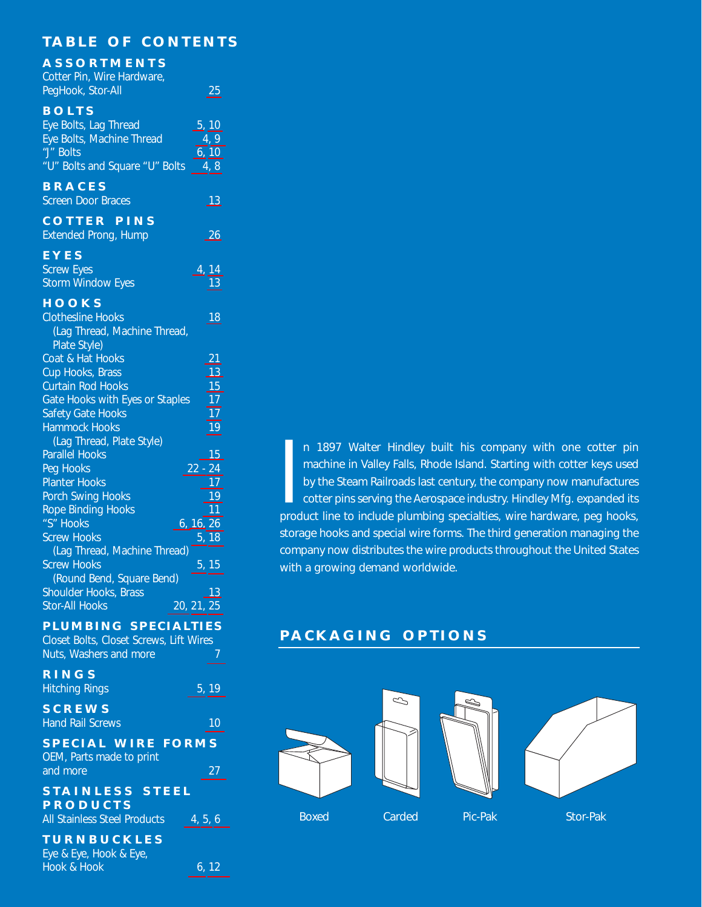# TABLE OF CONTENTS

## ASSORTMENTS

| | |
|---|---|
| Cotter Pin, Wire Hardware, PegHook, Stor-All | 25 |

## BOLTS

| | |
|---|---|
| Eye Bolts, Lag Thread | 5, 10 |
| Eye Bolts, Machine Thread | 4, 9 |
| "J" Bolts | 6, 10 |
| "U" Bolts and Square "U" Bolts | 4, 8 |

## BRACES

| | |
|---|---|
| Screen Door Braces | 13 |

## COTTER PINS

| | |
|---|---|
| Extended Prong, Hump | 26 |

## EYES

| | |
|---|---|
| Screw Eyes | 4, 14 |
| Storm Window Eyes | 13 |

## HOOKS

| | |
|---|---|
| Clothesline Hooks (Lag Thread, Machine Thread, Plate Style) | 18 |
| Coat & Hat Hooks | 21 |
| Cup Hooks, Brass | 13 |
| Curtain Rod Hooks | 15 |
| Gate Hooks with Eyes or Staples | 17 |
| Safety Gate Hooks | 17 |
| Hammock Hooks (Lag Thread, Plate Style) | 19 |
| Parallel Hooks | 15 |
| Peg Hooks | 22 - 24 |
| Planter Hooks | 17 |
| Porch Swing Hooks | 19 |
| Rope Binding Hooks | 11 |
| "S" Hooks | 6, 16, 26 |
| Screw Hooks (Lag Thread, Machine Thread) | 5, 18 |
| Screw Hooks (Round Bend, Square Bend) | 5, 15 |
| Shoulder Hooks, Brass | 13 |
| Stor-All Hooks | 20, 21, 25 |

## PLUMBING SPECIALTIES

| | |
|---|---|
| Closet Bolts, Closet Screws, Lift Wires Nuts, Washers and more | 7 |

## RINGS

| | |
|---|---|
| Hitching Rings | 5, 19 |

## SCREWS

| | |
|---|---|
| Hand Rail Screws | 10 |

## SPECIAL WIRE FORMS

| | |
|---|---|
| OEM, Parts made to print and more | 27 |

## STAINLESS STEEL PRODUCTS

| | |
|---|---|
| All Stainless Steel Products | 4, 5, 6 |

## TURNBUCKLES

| | |
|---|---|
| Eye & Eye, Hook & Eye, Hook & Hook | 6, 12 |

In 1897 Walter Hindley built his company with one cotter pin machine in Valley Falls, Rhode Island. Starting with cotter keys used by the Steam Railroads last century, the company now manufactures cotter pins serving the Aerospace industry. Hindley Mfg. expanded its product line to include plumbing specialties, wire hardware, peg hooks, storage hooks and special wire forms. The third generation managing the company now distributes the wire products throughout the United States with a growing demand worldwide.

## PACKAGING OPTIONS

Boxed

Carded

Pic-Pak

Stor-Pak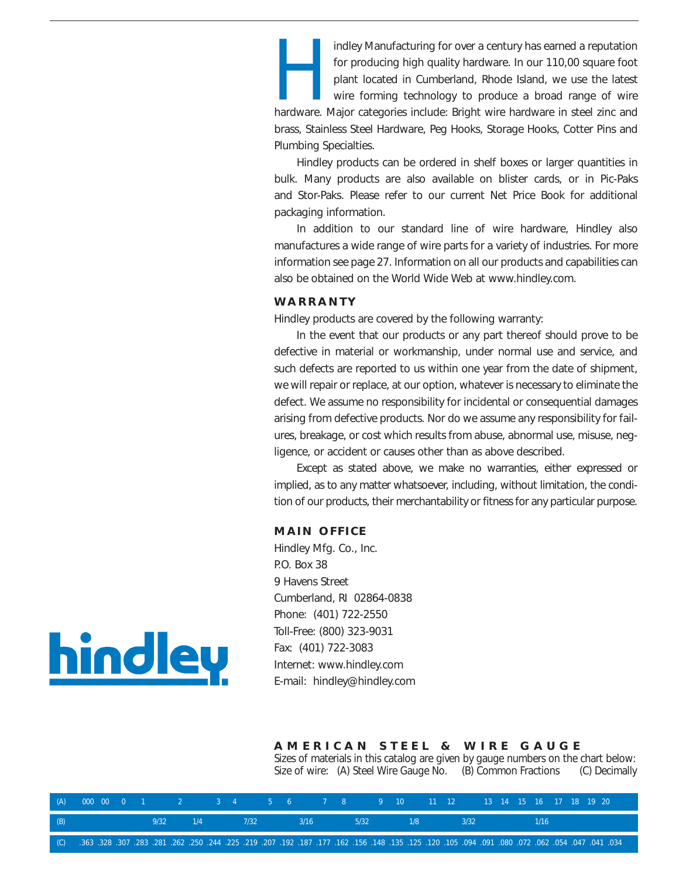Hindley Manufacturing for over a century has earned a reputation for producing high quality hardware. In our 110,00 square foot plant located in Cumberland, Rhode Island, we use the latest wire forming technology to produce a broad range of wire hardware. Major categories include: Bright wire hardware in steel zinc and brass, Stainless Steel Hardware, Peg Hooks, Storage Hooks, Cotter Pins and Plumbing Specialties.

Hindley products can be ordered in shelf boxes or larger quantities in bulk. Many products are also available on blister cards, or in Pic-Paks and Stor-Paks. Please refer to our current Net Price Book for additional packaging information.

In addition to our standard line of wire hardware, Hindley also manufactures a wide range of wire parts for a variety of industries. For more information see page 27. Information on all our products and capabilities can also be obtained on the World Wide Web at www.hindley.com.

## WARRANTY

Hindley products are covered by the following warranty:

In the event that our products or any part thereof should prove to be defective in material or workmanship, under normal use and service, and such defects are reported to us within one year from the date of shipment, we will repair or replace, at our option, whatever is necessary to eliminate the defect. We assume no responsibility for incidental or consequential damages arising from defective products. Nor do we assume any responsibility for failures, breakage, or cost which results from abuse, abnormal use, misuse, negligence, or accident or causes other than as above described.

Except as stated above, we make no warranties, either expressed or implied, as to any matter whatsoever, including, without limitation, the condition of our products, their merchantability or fitness for any particular purpose.

## MAIN OFFICE

Hindley Mfg. Co., Inc.
P.O. Box 38
9 Havens Street
Cumberland, RI 02864-0838
Phone: (401) 722-2550
Toll-Free: (800) 323-9031
Fax: (401) 722-3083
Internet: www.hindley.com
E-mail: hindley@hindley.com

hindley

## AMERICAN STEEL & WIRE GAUGE

Sizes of materials in this catalog are given by gauge numbers on the chart below:
Size of wire: (A) Steel Wire Gauge No. (B) Common Fractions (C) Decimally

| | | | | | | | | | | | | | | | | | | | | | | | | | | | | | | |
|---|---|---|---|---|---|---|---|---|---|---|---|---|---|---|---|---|---|---|---|---|---|---|---|---|---|---|---|---|---|---|
| (A) | 000 | 00 | 0 | 1 | | 2 | | 3 | 4 | | 5 | 6 | | 7 | 8 | | 9 | 10 | | 11 | 12 | | 13 | 14 | 15 | 16 | 17 | 18 | 19 | 20 |
| (B) | | | | | 9/32 | | 1/4 | | | 7/32 | | | 3/16 | | | 5/32 | | | 1/8 | | | 3/32 | | | | 1/16 | | | | |
| (C) | .363 | .328 | .307 | .283 | .281 | .262 | .250 | .244 | .225 | .219 | .207 | .192 | .187 | .177 | .162 | .156 | .148 | .135 | .125 | .120 | .105 | .094 | .091 | .080 | .072 | .062 | .054 | .047 | .041 | .034 |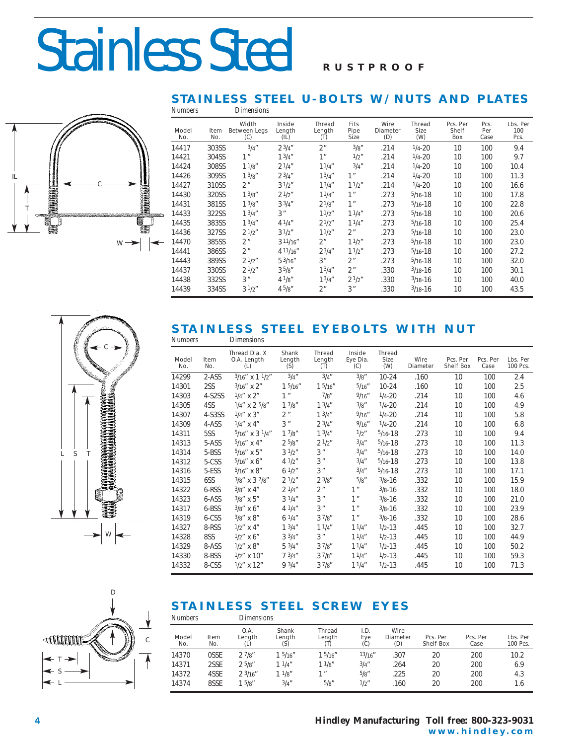# Stainless Steel

**RUSTPROOF**

## STAINLESS STEEL U-BOLTS W/NUTS AND PLATES

| Numbers | | Dimensions | | | | | | | | |
|---|---|---|---|---|---|---|---|---|---|---|
| Model No. | Item No. | Width Between Legs (C) | Inside Length (IL) | Thread Length (T) | Fits Pipe Size | Wire Diameter (D) | Thread Size (W) | Pcs. Per Shelf Box | Pcs. Per Case | Lbs. Per 100 Pcs. |
| 14417 | 303SS | 3/4" | 2 3/4" | 2" | 3/8" | .214 | 1/4-20 | 10 | 100 | 9.4 |
| 14421 | 304SS | 1" | 1 3/4" | 1" | 1/2" | .214 | 1/4-20 | 10 | 100 | 9.7 |
| 14424 | 308SS | 1 1/8" | 2 1/4" | 1 1/4" | 3/4" | .214 | 1/4-20 | 10 | 100 | 10.4 |
| 14426 | 309SS | 1 3/8" | 2 3/4" | 1 3/4" | 1" | .214 | 1/4-20 | 10 | 100 | 11.3 |
| 14427 | 310SS | 2" | 3 1/2" | 1 3/4" | 1 1/2" | .214 | 1/4-20 | 10 | 100 | 16.6 |
| 14430 | 320SS | 1 3/8" | 2 1/2" | 1 1/4" | 1" | .273 | 5/16-18 | 10 | 100 | 17.8 |
| 14431 | 381SS | 1 3/8" | 3 3/4" | 2 1/8" | 1" | .273 | 5/16-18 | 10 | 100 | 22.8 |
| 14433 | 322SS | 1 3/4" | 3" | 1 1/2" | 1 1/4" | .273 | 5/16-18 | 10 | 100 | 20.6 |
| 14435 | 383SS | 1 3/4" | 4 1/4" | 2 1/2" | 1 1/4" | .273 | 5/16-18 | 10 | 100 | 25.4 |
| 14436 | 327SS | 2 1/2" | 3 1/2" | 1 1/2" | 2" | .273 | 5/16-18 | 10 | 100 | 23.0 |
| 14470 | 385SS | 2" | 3 11/16" | 2" | 1 1/2" | .273 | 5/16-18 | 10 | 100 | 23.0 |
| 14441 | 386SS | 2" | 4 11/16" | 2 3/4" | 1 1/2" | .273 | 5/16-18 | 10 | 100 | 27.2 |
| 14443 | 389SS | 2 1/2" | 5 3/16" | 3" | 2" | .273 | 5/16-18 | 10 | 100 | 32.0 |
| 14437 | 330SS | 2 1/2" | 3 5/8" | 1 3/4" | 2" | .330 | 3/18-16 | 10 | 100 | 30.1 |
| 14438 | 332SS | 3" | 4 1/8" | 1 3/4" | 2 1/2" | .330 | 3/18-16 | 10 | 100 | 40.0 |
| 14439 | 334SS | 3 1/2" | 4 5/8" | 2" | 3" | .330 | 3/18-16 | 10 | 100 | 43.5 |

## STAINLESS STEEL EYEBOLTS WITH NUT

| Numbers | | Dimensions | | | | | | | | |
|---|---|---|---|---|---|---|---|---|---|---|
| Model No. | Item No. | Thread Dia. X O.A. Length (L) | Shank Length (S) | Thread Length (T) | Inside Eye Dia. (C) | Thread Size (W) | Wire Diameter | Pcs. Per Shelf Box | Pcs. Per Case | Lbs. Per 100 Pcs. |
| 14299 | 2-ASS | 3/16" x 1 1/2" | 3/4" | 3/4" | 3/8" | 10-24 | .160 | 10 | 100 | 2.4 |
| 14301 | 2SS | 3/16" x 2" | 1 5/16" | 1 5/16" | 5/16" | 10-24 | .160 | 10 | 100 | 2.5 |
| 14303 | 4-S2SS | 1/4" x 2" | 1" | 7/8" | 9/16" | 1/4-20 | .214 | 10 | 100 | 4.6 |
| 14305 | 4SS | 1/4" x 2 5/8" | 1 7/8" | 1 3/4" | 3/8" | 1/4-20 | .214 | 10 | 100 | 4.9 |
| 14307 | 4-S3SS | 1/4" x 3" | 2" | 1 3/4" | 9/16" | 1/4-20 | .214 | 10 | 100 | 5.8 |
| 14309 | 4-ASS | 1/4" x 4" | 3" | 2 3/4" | 9/16" | 1/4-20 | .214 | 10 | 100 | 6.8 |
| 14311 | 5SS | 5/16" x 3 1/4" | 1 7/8" | 1 3/4" | 1/2" | 5/16-18 | .273 | 10 | 100 | 9.4 |
| 14313 | 5-ASS | 5/16" x 4" | 2 5/8" | 2 1/2" | 3/4" | 5/16-18 | .273 | 10 | 100 | 11.3 |
| 14314 | 5-BSS | 5/16" x 5" | 3 1/2" | 3" | 3/4" | 5/16-18 | .273 | 10 | 100 | 14.0 |
| 14312 | 5-CSS | 5/16" x 6" | 4 1/2" | 3" | 3/4" | 5/16-18 | .273 | 10 | 100 | 13.8 |
| 14316 | 5-ESS | 5/16" x 8" | 6 1/2" | 3" | 3/4" | 5/16-18 | .273 | 10 | 100 | 17.1 |
| 14315 | 6SS | 3/8" x 3 7/8" | 2 1/2" | 2 3/8" | 5/8" | 3/8-16 | .332 | 10 | 100 | 15.9 |
| 14322 | 6-RSS | 3/8" x 4" | 2 1/4" | 2" | 1" | 3/8-16 | .332 | 10 | 100 | 18.0 |
| 14323 | 6-ASS | 3/8" x 5" | 3 1/4" | 3" | 1" | 3/8-16 | .332 | 10 | 100 | 21.0 |
| 14317 | 6-BSS | 3/8" x 6" | 4 1/4" | 3" | 1" | 3/8-16 | .332 | 10 | 100 | 23.9 |
| 14319 | 6-CSS | 3/8" x 8" | 6 1/4" | 3 7/8" | 1" | 3/8-16 | .332 | 10 | 100 | 28.6 |
| 14327 | 8-RSS | 1/2" x 4" | 1 3/4" | 1 1/4" | 1 1/4" | 1/2-13 | .445 | 10 | 100 | 32.7 |
| 14328 | 8SS | 1/2" x 6" | 3 3/4" | 3" | 1 1/4" | 1/2-13 | .445 | 10 | 100 | 44.9 |
| 14329 | 8-ASS | 1/2" x 8" | 5 3/4" | 3 7/8" | 1 1/4" | 1/2-13 | .445 | 10 | 100 | 50.2 |
| 14330 | 8-BSS | 1/2" x 10" | 7 3/4" | 3 7/8" | 1 1/4" | 1/2-13 | .445 | 10 | 100 | 59.3 |
| 14332 | 8-CSS | 1/2" x 12" | 9 3/4" | 3 7/8" | 1 1/4" | 1/2-13 | .445 | 10 | 100 | 71.3 |

## STAINLESS STEEL SCREW EYES

| Numbers | | Dimensions | | | | | | | |
|---|---|---|---|---|---|---|---|---|---|
| Model No. | Item No. | O.A. Length (L) | Shank Length (S) | Thread Length (T) | I.D. Eye (C) | Wire Diameter (D) | Pcs. Per Shelf Box | Pcs. Per Case | Lbs. Per 100 Pcs. |
| 14370 | 0SSE | 2 7/8" | 1 5/16" | 1 5/16" | 13/16" | .307 | 20 | 200 | 10.2 |
| 14371 | 2SSE | 2 5/8" | 1 1/4" | 1 1/8" | 3/4" | .264 | 20 | 200 | 6.9 |
| 14372 | 4SSE | 2 3/16" | 1 1/8" | 1" | 5/8" | .225 | 20 | 200 | 4.3 |
| 14374 | 8SSE | 1 5/8" | 3/4" | 5/8" | 1/2" | .160 | 20 | 200 | 1.6 |

**Hindley Manufacturing Toll free: 800-323-9031**
**www.hindley.com**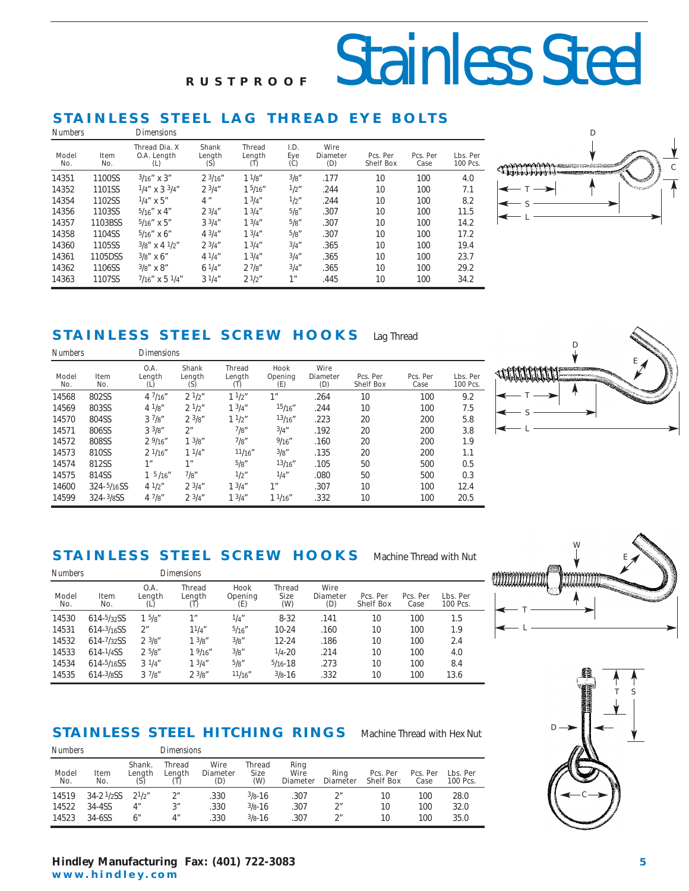RUSTPROOF

# Stainless Steel

## STAINLESS STEEL LAG THREAD EYE BOLTS

| Numbers | | Dimensions | | | | | | | |
|---|---|---|---|---|---|---|---|---|---|
| Model No. | Item No. | Thread Dia. X O.A. Length (L) | Shank Length (S) | Thread Length (T) | I.D. Eye (C) | Wire Diameter (D) | Pcs. Per Shelf Box | Pcs. Per Case | Lbs. Per 100 Pcs. |
| 14351 | 1100SS | 3/16" x 3" | 2 3/16" | 1 1/8" | 3/8" | .177 | 10 | 100 | 4.0 |
| 14352 | 1101SS | 1/4" x 3 3/4" | 2 3/4" | 1 5/16" | 1/2" | .244 | 10 | 100 | 7.1 |
| 14354 | 1102SS | 1/4" x 5" | 4" | 1 3/4" | 1/2" | .244 | 10 | 100 | 8.2 |
| 14356 | 1103SS | 5/16" x 4" | 2 3/4" | 1 3/4" | 5/8" | .307 | 10 | 100 | 11.5 |
| 14357 | 1103BSS | 5/16" x 5" | 3 3/4" | 1 3/4" | 5/8" | .307 | 10 | 100 | 14.2 |
| 14358 | 1104SS | 5/16" x 6" | 4 3/4" | 1 3/4" | 5/8" | .307 | 10 | 100 | 17.2 |
| 14360 | 1105SS | 3/8" x 4 1/2" | 2 3/4" | 1 3/4" | 3/4" | .365 | 10 | 100 | 19.4 |
| 14361 | 1105DSS | 3/8" x 6" | 4 1/4" | 1 3/4" | 3/4" | .365 | 10 | 100 | 23.7 |
| 14362 | 1106SS | 3/8" x 8" | 6 1/4" | 2 7/8" | 3/4" | .365 | 10 | 100 | 29.2 |
| 14363 | 1107SS | 7/16" x 5 1/4" | 3 1/4" | 2 1/2" | 1" | .445 | 10 | 100 | 34.2 |

D C T S L

## STAINLESS STEEL SCREW HOOKS Lag Thread

| Numbers | | Dimensions | | | | | | | |
|---|---|---|---|---|---|---|---|---|---|
| Model No. | Item No. | O.A. Length (L) | Shank Length (S) | Thread Length (T) | Hook Opening (E) | Wire Diameter (D) | Pcs. Per Shelf Box | Pcs. Per Case | Lbs. Per 100 Pcs. |
| 14568 | 802SS | 4 7/16" | 2 1/2" | 1 1/2" | 1" | .264 | 10 | 100 | 9.2 |
| 14569 | 803SS | 4 1/8" | 2 1/2" | 1 3/4" | 15/16" | .244 | 10 | 100 | 7.5 |
| 14570 | 804SS | 3 7/8" | 2 3/8" | 1 1/2" | 13/16" | .223 | 20 | 200 | 5.8 |
| 14571 | 806SS | 3 3/8" | 2" | 7/8" | 3/4" | .192 | 20 | 200 | 3.8 |
| 14572 | 808SS | 2 9/16" | 1 3/8" | 7/8" | 9/16" | .160 | 20 | 200 | 1.9 |
| 14573 | 810SS | 2 1/16" | 1 1/4" | 11/16" | 3/8" | .135 | 20 | 200 | 1.1 |
| 14574 | 812SS | 1" | 1" | 5/8" | 13/16" | .105 | 50 | 500 | 0.5 |
| 14575 | 814SS | 1 5/16" | 7/8" | 1/2" | 1/4" | .080 | 50 | 500 | 0.3 |
| 14600 | 324-5/16SS | 4 1/2" | 2 3/4" | 1 3/4" | 1" | .307 | 10 | 100 | 12.4 |
| 14599 | 324-3/8SS | 4 7/8" | 2 3/4" | 1 3/4" | 1 1/16" | .332 | 10 | 100 | 20.5 |

D E T S L

## STAINLESS STEEL SCREW HOOKS Machine Thread with Nut

| Numbers | | Dimensions | | | | | | | |
|---|---|---|---|---|---|---|---|---|---|
| Model No. | Item No. | O.A. Length (L) | Thread Length (T) | Hook Opening (E) | Thread Size (W) | Wire Diameter (D) | Pcs. Per Shelf Box | Pcs. Per Case | Lbs. Per 100 Pcs. |
| 14530 | 614-5/32SS | 1 5/8" | 1" | 1/4" | 8-32 | .141 | 10 | 100 | 1.5 |
| 14531 | 614-3/16SS | 2" | 1 1/4" | 5/16" | 10-24 | .160 | 10 | 100 | 1.9 |
| 14532 | 614-7/32SS | 2 3/8" | 1 3/8" | 3/8" | 12-24 | .186 | 10 | 100 | 2.4 |
| 14533 | 614-1/4SS | 2 5/8" | 1 9/16" | 3/8" | 1/4-20 | .214 | 10 | 100 | 4.0 |
| 14534 | 614-5/16SS | 3 1/4" | 1 3/4" | 5/8" | 5/16-18 | .273 | 10 | 100 | 8.4 |
| 14535 | 614-3/8SS | 3 7/8" | 2 3/8" | 11/16" | 3/8-16 | .332 | 10 | 100 | 13.6 |

W E T L

## STAINLESS STEEL HITCHING RINGS Machine Thread with Hex Nut

| Numbers | | Dimensions | | | | | | | | |
|---|---|---|---|---|---|---|---|---|---|---|
| Model No. | Item No. | Shank. Length (S) | Thread Length (T) | Wire Diameter (D) | Thread Size (W) | Ring Wire Diameter | Ring Diameter | Pcs. Per Shelf Box | Pcs. Per Case | Lbs. Per 100 Pcs. |
| 14519 | 34-2 1/2SS | 2 1/2" | 2" | .330 | 3/8-16 | .307 | 2" | 10 | 100 | 28.0 |
| 14522 | 34-4SS | 4" | 3" | .330 | 3/8-16 | .307 | 2" | 10 | 100 | 32.0 |
| 14523 | 34-6SS | 6" | 4" | .330 | 3/8-16 | .307 | 2" | 10 | 100 | 35.0 |

T S D C

**Hindley Manufacturing Fax: (401) 722-3083**
**www.hindley.com**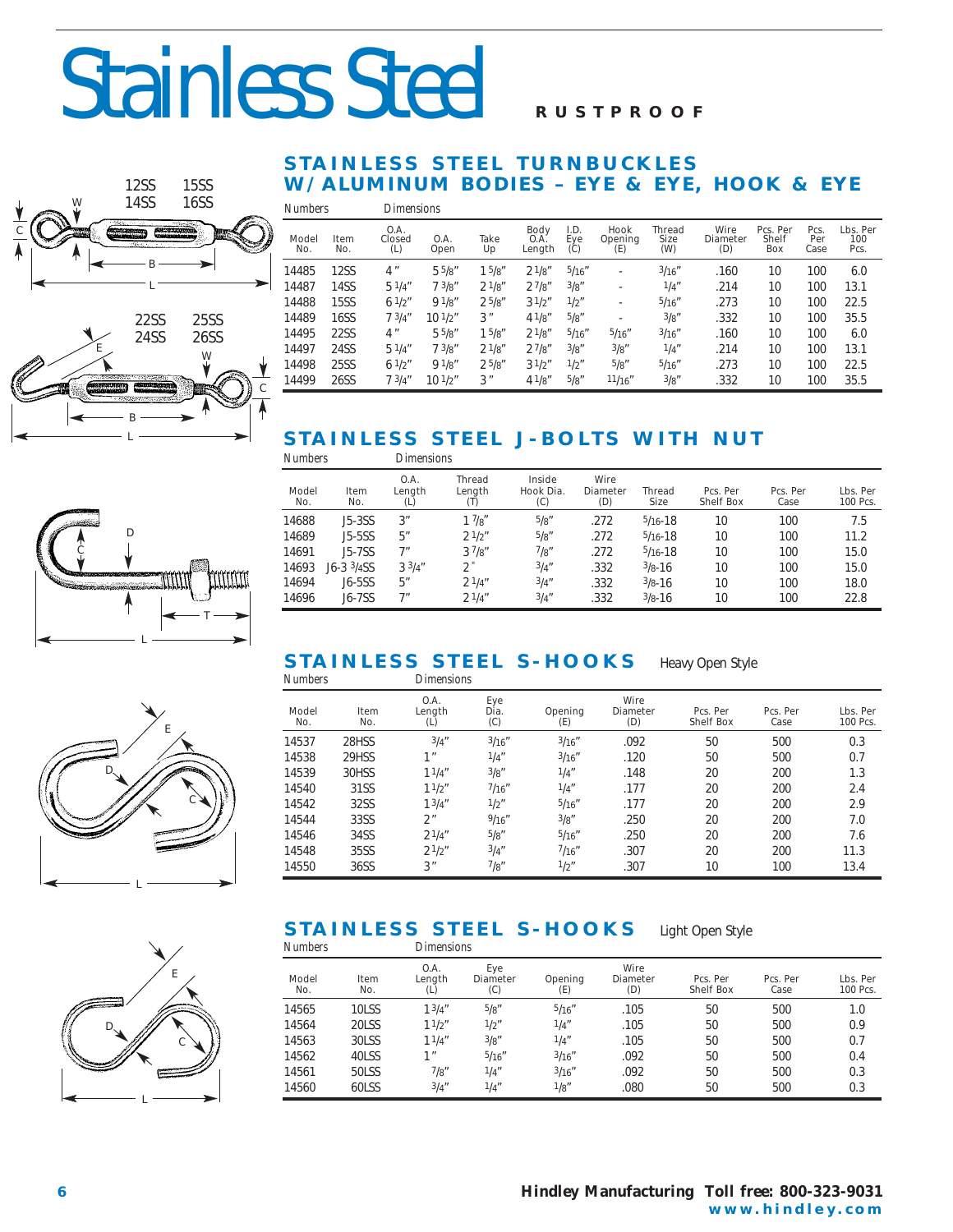# Stainless Steel

**RUSTPROOF**

## STAINLESS STEEL TURNBUCKLES W/ALUMINUM BODIES – EYE & EYE, HOOK & EYE

12SS 15SS
14SS 16SS

22SS 25SS
24SS 26SS

| Numbers | | Dimensions | | | | | | | | | | |
|---|---|---|---|---|---|---|---|---|---|---|---|---|
| Model No. | Item No. | O.A. Closed (L) | O.A. Open | Take Up | Body O.A. Length | I.D. Eye (C) | Hook Opening (E) | Thread Size (W) | Wire Diameter (D) | Pcs. Per Shelf Box | Pcs. Per Case | Lbs. Per 100 Pcs. |
| 14485 | 12SS | 4" | 5 5/8" | 1 5/8" | 2 1/8" | 5/16" | - | 3/16" | .160 | 10 | 100 | 6.0 |
| 14487 | 14SS | 5 1/4" | 7 3/8" | 2 1/8" | 2 7/8" | 3/8" | - | 1/4" | .214 | 10 | 100 | 13.1 |
| 14488 | 15SS | 6 1/2" | 9 1/8" | 2 5/8" | 3 1/2" | 1/2" | - | 5/16" | .273 | 10 | 100 | 22.5 |
| 14489 | 16SS | 7 3/4" | 10 1/2" | 3" | 4 1/8" | 5/8" | - | 3/8" | .332 | 10 | 100 | 35.5 |
| 14495 | 22SS | 4" | 5 5/8" | 1 5/8" | 2 1/8" | 5/16" | 5/16" | 3/16" | .160 | 10 | 100 | 6.0 |
| 14497 | 24SS | 5 1/4" | 7 3/8" | 2 1/8" | 2 7/8" | 3/8" | 3/8" | 1/4" | .214 | 10 | 100 | 13.1 |
| 14498 | 25SS | 6 1/2" | 9 1/8" | 2 5/8" | 3 1/2" | 1/2" | 5/8" | 5/16" | .273 | 10 | 100 | 22.5 |
| 14499 | 26SS | 7 3/4" | 10 1/2" | 3" | 4 1/8" | 5/8" | 11/16" | 3/8" | .332 | 10 | 100 | 35.5 |

## STAINLESS STEEL J-BOLTS WITH NUT

| Numbers | | Dimensions | | | | | | | |
|---|---|---|---|---|---|---|---|---|---|
| Model No. | Item No. | O.A. Length (L) | Thread Length (T) | Inside Hook Dia. (C) | Wire Diameter (D) | Thread Size | Pcs. Per Shelf Box | Pcs. Per Case | Lbs. Per 100 Pcs. |
| 14688 | J5-3SS | 3" | 1 7/8" | 5/8" | .272 | 5/16-18 | 10 | 100 | 7.5 |
| 14689 | J5-5SS | 5" | 2 1/2" | 5/8" | .272 | 5/16-18 | 10 | 100 | 11.2 |
| 14691 | J5-7SS | 7" | 3 7/8" | 7/8" | .272 | 5/16-18 | 10 | 100 | 15.0 |
| 14693 | J6-3 3/4SS | 3 3/4" | 2" | 3/4" | .332 | 3/8-16 | 10 | 100 | 15.0 |
| 14694 | J6-5SS | 5" | 2 1/4" | 3/4" | .332 | 3/8-16 | 10 | 100 | 18.0 |
| 14696 | J6-7SS | 7" | 2 1/4" | 3/4" | .332 | 3/8-16 | 10 | 100 | 22.8 |

## STAINLESS STEEL S-HOOKS Heavy Open Style

| Numbers | | Dimensions | | | | | | |
|---|---|---|---|---|---|---|---|---|
| Model No. | Item No. | O.A. Length (L) | Eye Dia. (C) | Opening (E) | Wire Diameter (D) | Pcs. Per Shelf Box | Pcs. Per Case | Lbs. Per 100 Pcs. |
| 14537 | 28HSS | 3/4" | 3/16" | 3/16" | .092 | 50 | 500 | 0.3 |
| 14538 | 29HSS | 1" | 1/4" | 3/16" | .120 | 50 | 500 | 0.7 |
| 14539 | 30HSS | 1 1/4" | 3/8" | 1/4" | .148 | 20 | 200 | 1.3 |
| 14540 | 31SS | 1 1/2" | 7/16" | 1/4" | .177 | 20 | 200 | 2.4 |
| 14542 | 32SS | 1 3/4" | 1/2" | 5/16" | .177 | 20 | 200 | 2.9 |
| 14544 | 33SS | 2" | 9/16" | 3/8" | .250 | 20 | 200 | 7.0 |
| 14546 | 34SS | 2 1/4" | 5/8" | 5/16" | .250 | 20 | 200 | 7.6 |
| 14548 | 35SS | 2 1/2" | 3/4" | 7/16" | .307 | 20 | 200 | 11.3 |
| 14550 | 36SS | 3" | 7/8" | 1/2" | .307 | 10 | 100 | 13.4 |

## STAINLESS STEEL S-HOOKS Light Open Style

| Numbers | | Dimensions | | | | | | |
|---|---|---|---|---|---|---|---|---|
| Model No. | Item No. | O.A. Length (L) | Eye Diameter (C) | Opening (E) | Wire Diameter (D) | Pcs. Per Shelf Box | Pcs. Per Case | Lbs. Per 100 Pcs. |
| 14565 | 10LSS | 1 3/4" | 5/8" | 5/16" | .105 | 50 | 500 | 1.0 |
| 14564 | 20LSS | 1 1/2" | 1/2" | 1/4" | .105 | 50 | 500 | 0.9 |
| 14563 | 30LSS | 1 1/4" | 3/8" | 1/4" | .105 | 50 | 500 | 0.7 |
| 14562 | 40LSS | 1" | 5/16" | 3/16" | .092 | 50 | 500 | 0.4 |
| 14561 | 50LSS | 7/8" | 1/4" | 3/16" | .092 | 50 | 500 | 0.3 |
| 14560 | 60LSS | 3/4" | 1/4" | 1/8" | .080 | 50 | 500 | 0.3 |

**Hindley Manufacturing Toll free: 800-323-9031**
**www.hindley.com**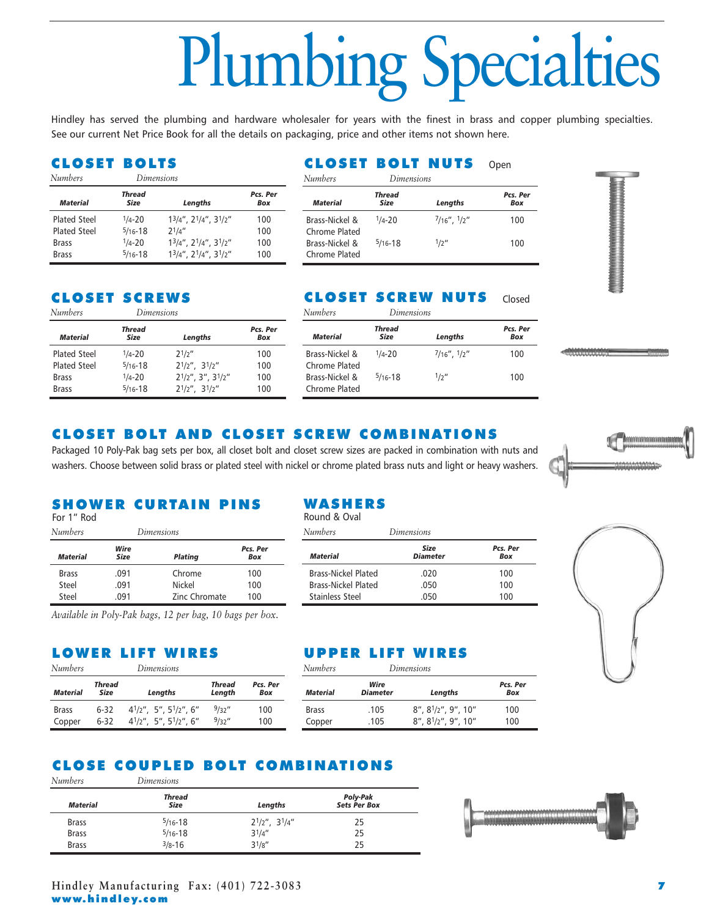# Plumbing Specialties

Hindley has served the plumbing and hardware wholesaler for years with the finest in brass and copper plumbing specialties. See our current Net Price Book for all the details on packaging, price and other items not shown here.

## CLOSET BOLTS

| Numbers | Dimensions | | |
|---|---|---|---|
| Material | Thread Size | Lengths | Pcs. Per Box |
| Plated Steel | 1/4-20 | 1 3/4", 2 1/4", 3 1/2" | 100 |
| Plated Steel | 5/16-18 | 2 1/4" | 100 |
| Brass | 1/4-20 | 1 3/4", 2 1/4", 3 1/2" | 100 |
| Brass | 5/16-18 | 1 3/4", 2 1/4", 3 1/2" | 100 |

## CLOSET BOLT NUTS Open

| Numbers | Dimensions | | |
|---|---|---|---|
| Material | Thread Size | Lengths | Pcs. Per Box |
| Brass-Nickel & Chrome Plated | 1/4-20 | 7/16", 1/2" | 100 |
| Brass-Nickel & Chrome Plated | 5/16-18 | 1/2" | 100 |

## CLOSET SCREWS

| Numbers | Dimensions | | |
|---|---|---|---|
| Material | Thread Size | Lengths | Pcs. Per Box |
| Plated Steel | 1/4-20 | 2 1/2" | 100 |
| Plated Steel | 5/16-18 | 2 1/2", 3 1/2" | 100 |
| Brass | 1/4-20 | 2 1/2", 3", 3 1/2" | 100 |
| Brass | 5/16-18 | 2 1/2", 3 1/2" | 100 |

## CLOSET SCREW NUTS Closed

| Numbers | Dimensions | | |
|---|---|---|---|
| Material | Thread Size | Lengths | Pcs. Per Box |
| Brass-Nickel & Chrome Plated | 1/4-20 | 7/16", 1/2" | 100 |
| Brass-Nickel & Chrome Plated | 5/16-18 | 1/2" | 100 |

## CLOSET BOLT AND CLOSET SCREW COMBINATIONS

Packaged 10 Poly-Pak bag sets per box, all closet bolt and closet screw sizes are packed in combination with nuts and washers. Choose between solid brass or plated steel with nickel or chrome plated brass nuts and light or heavy washers.

## SHOWER CURTAIN PINS

For 1" Rod

| Numbers | Dimensions | | |
|---|---|---|---|
| Material | Wire Size | Plating | Pcs. Per Box |
| Brass | .091 | Chrome | 100 |
| Steel | .091 | Nickel | 100 |
| Steel | .091 | Zinc Chromate | 100 |

*Available in Poly-Pak bags, 12 per bag, 10 bags per box.*

## WASHERS

Round & Oval

| Numbers | Dimensions | |
|---|---|---|
| Material | Size Diameter | Pcs. Per Box |
| Brass-Nickel Plated | .020 | 100 |
| Brass-Nickel Plated | .050 | 100 |
| Stainless Steel | .050 | 100 |

## LOWER LIFT WIRES

| Numbers | Dimensions | | | |
|---|---|---|---|---|
| Material | Thread Size | Lengths | Thread Length | Pcs. Per Box |
| Brass | 6-32 | 4 1/2", 5", 5 1/2", 6" | 9/32" | 100 |
| Copper | 6-32 | 4 1/2", 5", 5 1/2", 6" | 9/32" | 100 |

## UPPER LIFT WIRES

| Numbers | Dimensions | | |
|---|---|---|---|
| Material | Wire Diameter | Lengths | Pcs. Per Box |
| Brass | .105 | 8", 8 1/2", 9", 10" | 100 |
| Copper | .105 | 8", 8 1/2", 9", 10" | 100 |

## CLOSE COUPLED BOLT COMBINATIONS

| Numbers | Dimensions | | |
|---|---|---|---|
| Material | Thread Size | Lengths | Poly-Pak Sets Per Box |
| Brass | 5/16-18 | 2 1/2", 3 1/4" | 25 |
| Brass | 5/16-18 | 3 1/4" | 25 |
| Brass | 3/8-16 | 3 1/8" | 25 |

Hindley Manufacturing Fax: (401) 722-3083
**www.hindley.com**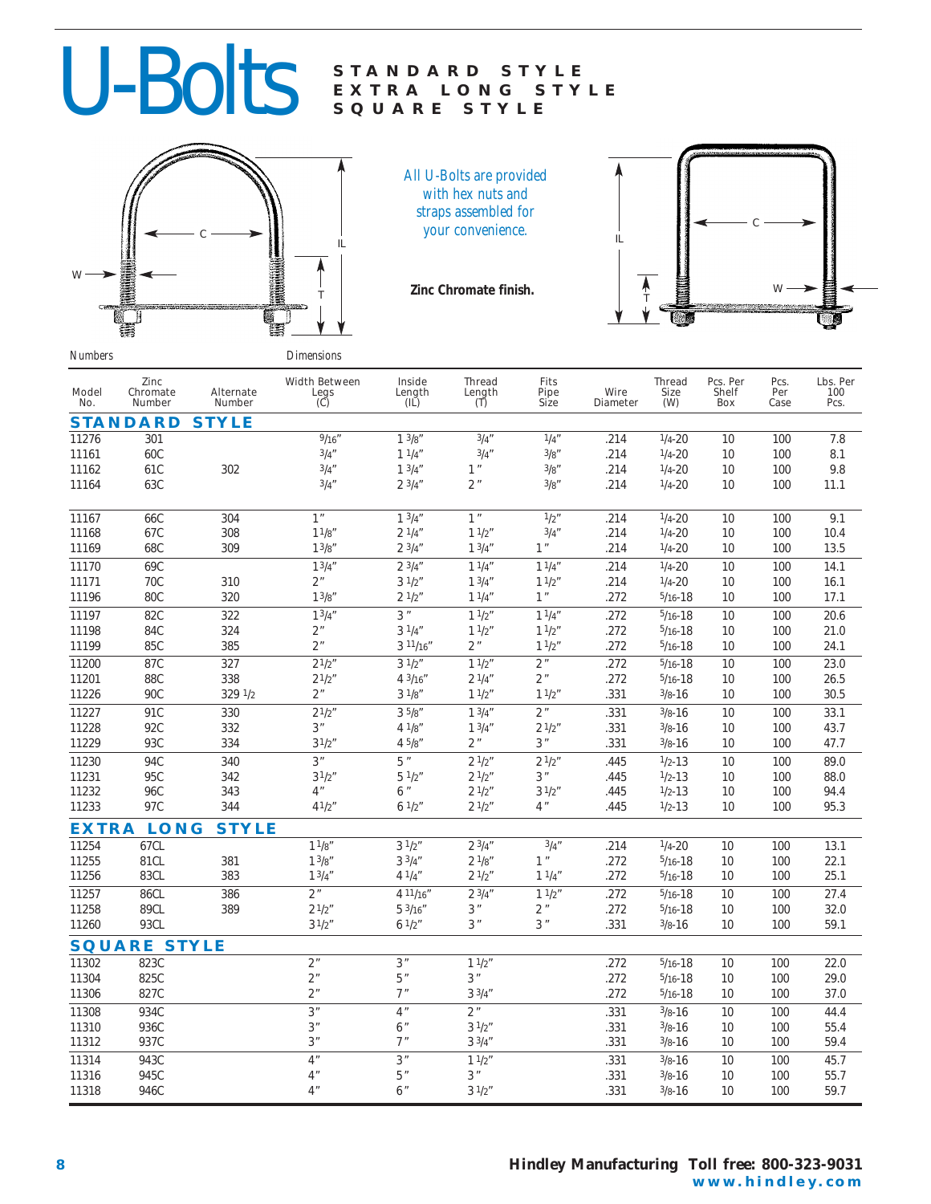# U-Bolts

**STANDARD STYLE**
**EXTRA LONG STYLE**
**SQUARE STYLE**

*All U-Bolts are provided with hex nuts and straps assembled for your convenience.*

**Zinc Chromate finish.**

| Numbers | | | Dimensions | | | | | | | | |
|---|---|---|---|---|---|---|---|---|---|---|---|
| Model No. | Zinc Chromate Number | Alternate Number | Width Between Legs (C) | Inside Length (IL) | Thread Length (T) | Fits Pipe Size | Wire Diameter | Thread Size (W) | Pcs. Per Shelf Box | Pcs. Per Case | Lbs. Per 100 Pcs. |
| **STANDARD STYLE** | | | | | | | | | | | |
| 11276 | 301 | | 9/16" | 1 3/8" | 3/4" | 1/4" | .214 | 1/4-20 | 10 | 100 | 7.8 |
| 11161 | 60C | | 3/4" | 1 1/4" | 3/4" | 3/8" | .214 | 1/4-20 | 10 | 100 | 8.1 |
| 11162 | 61C | 302 | 3/4" | 1 3/4" | 1" | 3/8" | .214 | 1/4-20 | 10 | 100 | 9.8 |
| 11164 | 63C | | 3/4" | 2 3/4" | 2" | 3/8" | .214 | 1/4-20 | 10 | 100 | 11.1 |
| 11167 | 66C | 304 | 1" | 1 3/4" | 1" | 1/2" | .214 | 1/4-20 | 10 | 100 | 9.1 |
| 11168 | 67C | 308 | 1 1/8" | 2 1/4" | 1 1/2" | 3/4" | .214 | 1/4-20 | 10 | 100 | 10.4 |
| 11169 | 68C | 309 | 1 3/8" | 2 3/4" | 1 3/4" | 1" | .214 | 1/4-20 | 10 | 100 | 13.5 |
| 11170 | 69C | | 1 3/4" | 2 3/4" | 1 1/4" | 1 1/4" | .214 | 1/4-20 | 10 | 100 | 14.1 |
| 11171 | 70C | 310 | 2" | 3 1/2" | 1 3/4" | 1 1/2" | .214 | 1/4-20 | 10 | 100 | 16.1 |
| 11196 | 80C | 320 | 1 3/8" | 2 1/2" | 1 1/4" | 1" | .272 | 5/16-18 | 10 | 100 | 17.1 |
| 11197 | 82C | 322 | 1 3/4" | 3" | 1 1/2" | 1 1/4" | .272 | 5/16-18 | 10 | 100 | 20.6 |
| 11198 | 84C | 324 | 2" | 3 1/4" | 1 1/2" | 1 1/2" | .272 | 5/16-18 | 10 | 100 | 21.0 |
| 11199 | 85C | 385 | 2" | 3 11/16" | 2" | 1 1/2" | .272 | 5/16-18 | 10 | 100 | 24.1 |
| 11200 | 87C | 327 | 2 1/2" | 3 1/2" | 1 1/2" | 2" | .272 | 5/16-18 | 10 | 100 | 23.0 |
| 11201 | 88C | 338 | 2 1/2" | 4 3/16" | 2 1/4" | 2" | .272 | 5/16-18 | 10 | 100 | 26.5 |
| 11226 | 90C | 329 1/2 | 2" | 3 1/8" | 1 1/2" | 1 1/2" | .331 | 3/8-16 | 10 | 100 | 30.5 |
| 11227 | 91C | 330 | 2 1/2" | 3 5/8" | 1 3/4" | 2" | .331 | 3/8-16 | 10 | 100 | 33.1 |
| 11228 | 92C | 332 | 3" | 4 1/8" | 1 3/4" | 2 1/2" | .331 | 3/8-16 | 10 | 100 | 43.7 |
| 11229 | 93C | 334 | 3 1/2" | 4 5/8" | 2" | 3" | .331 | 3/8-16 | 10 | 100 | 47.7 |
| 11230 | 94C | 340 | 3" | 5" | 2 1/2" | 2 1/2" | .445 | 1/2-13 | 10 | 100 | 89.0 |
| 11231 | 95C | 342 | 3 1/2" | 5 1/2" | 2 1/2" | 3" | .445 | 1/2-13 | 10 | 100 | 88.0 |
| 11232 | 96C | 343 | 4" | 6" | 2 1/2" | 3 1/2" | .445 | 1/2-13 | 10 | 100 | 94.4 |
| 11233 | 97C | 344 | 4 1/2" | 6 1/2" | 2 1/2" | 4" | .445 | 1/2-13 | 10 | 100 | 95.3 |
| **EXTRA LONG STYLE** | | | | | | | | | | | |
| 11254 | 67CL | | 1 1/8" | 3 1/2" | 2 3/4" | 3/4" | .214 | 1/4-20 | 10 | 100 | 13.1 |
| 11255 | 81CL | 381 | 1 3/8" | 3 3/4" | 2 1/8" | 1" | .272 | 5/16-18 | 10 | 100 | 22.1 |
| 11256 | 83CL | 383 | 1 3/4" | 4 1/4" | 2 1/2" | 1 1/4" | .272 | 5/16-18 | 10 | 100 | 25.1 |
| 11257 | 86CL | 386 | 2" | 4 11/16" | 2 3/4" | 1 1/2" | .272 | 5/16-18 | 10 | 100 | 27.4 |
| 11258 | 89CL | 389 | 2 1/2" | 5 3/16" | 3" | 2" | .272 | 5/16-18 | 10 | 100 | 32.0 |
| 11260 | 93CL | | 3 1/2" | 6 1/2" | 3" | 3" | .331 | 3/8-16 | 10 | 100 | 59.1 |
| **SQUARE STYLE** | | | | | | | | | | | |
| 11302 | 823C | | 2" | 3" | 1 1/2" | | .272 | 5/16-18 | 10 | 100 | 22.0 |
| 11304 | 825C | | 2" | 5" | 3" | | .272 | 5/16-18 | 10 | 100 | 29.0 |
| 11306 | 827C | | 2" | 7" | 3 3/4" | | .272 | 5/16-18 | 10 | 100 | 37.0 |
| 11308 | 934C | | 3" | 4" | 2" | | .331 | 3/8-16 | 10 | 100 | 44.4 |
| 11310 | 936C | | 3" | 6" | 3 1/2" | | .331 | 3/8-16 | 10 | 100 | 55.4 |
| 11312 | 937C | | 3" | 7" | 3 3/4" | | .331 | 3/8-16 | 10 | 100 | 59.4 |
| 11314 | 943C | | 4" | 3" | 1 1/2" | | .331 | 3/8-16 | 10 | 100 | 45.7 |
| 11316 | 945C | | 4" | 5" | 3" | | .331 | 3/8-16 | 10 | 100 | 55.7 |
| 11318 | 946C | | 4" | 6" | 3 1/2" | | .331 | 3/8-16 | 10 | 100 | 59.7 |

**Hindley Manufacturing Toll free: 800-323-9031**
**www.hindley.com**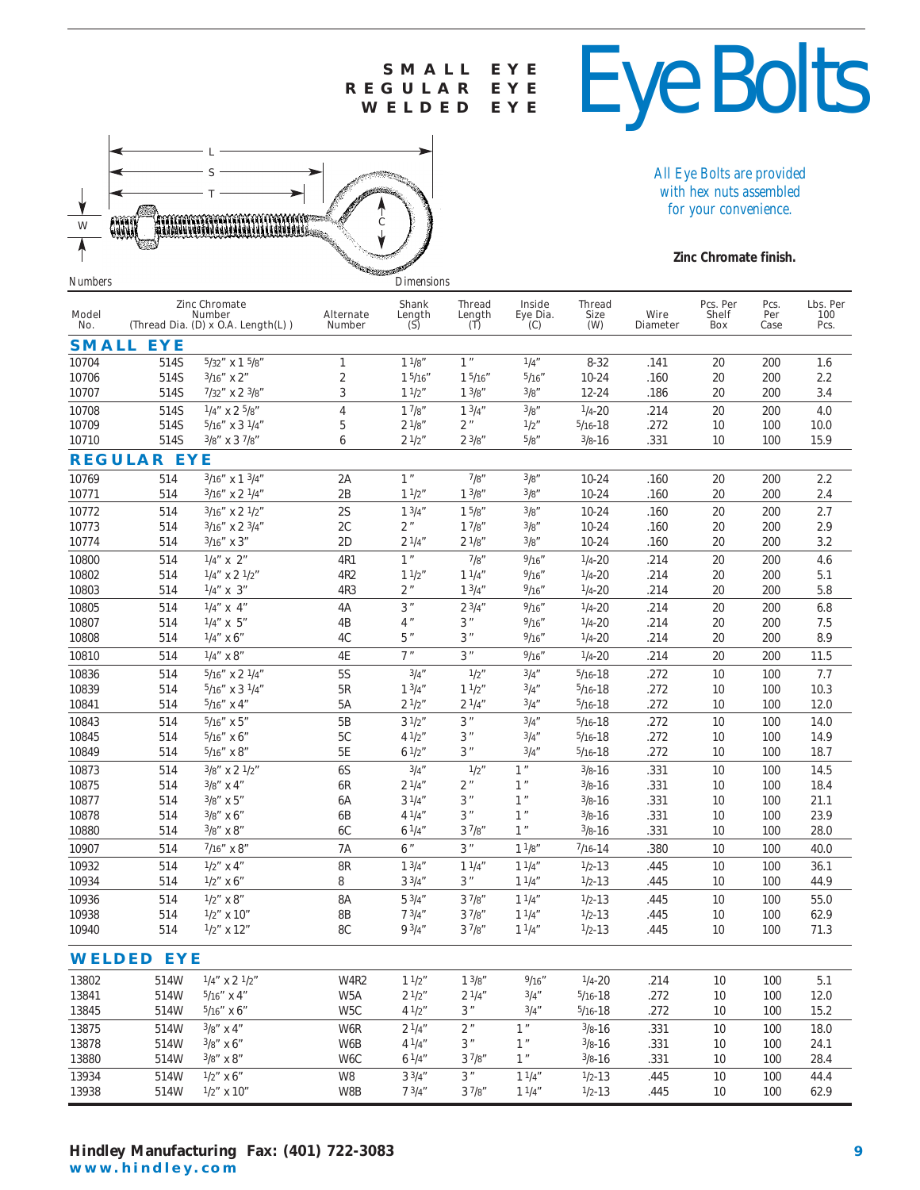# Eye Bolts

**SMALL EYE**
**REGULAR EYE**
**WELDED EYE**

L
S
T
W
C

*All Eye Bolts are provided with hex nuts assembled for your convenience.*

**Zinc Chromate finish.**

| *Numbers* | | | | *Dimensions* | | | | | | | |
|---|---|---|---|---|---|---|---|---|---|---|---|
| Model No. | Zinc Chromate Number (Thread Dia. (D) x O.A. Length(L) ) | | Alternate Number | Shank Length (S) | Thread Length (T) | Inside Eye Dia. (C) | Thread Size (W) | Wire Diameter | Pcs. Per Shelf Box | Pcs. Per Case | Lbs. Per 100 Pcs. |
| **SMALL EYE** | | | | | | | | | | | |
| 10704 | 514S | 5/32" x 1 5/8" | 1 | 1 1/8" | 1" | 1/4" | 8-32 | .141 | 20 | 200 | 1.6 |
| 10706 | 514S | 3/16" x 2" | 2 | 1 5/16" | 1 5/16" | 5/16" | 10-24 | .160 | 20 | 200 | 2.2 |
| 10707 | 514S | 7/32" x 2 3/8" | 3 | 1 1/2" | 1 3/8" | 3/8" | 12-24 | .186 | 20 | 200 | 3.4 |
| 10708 | 514S | 1/4" x 2 5/8" | 4 | 1 7/8" | 1 3/4" | 3/8" | 1/4-20 | .214 | 20 | 200 | 4.0 |
| 10709 | 514S | 5/16" x 3 1/4" | 5 | 2 1/8" | 2" | 1/2" | 5/16-18 | .272 | 10 | 100 | 10.0 |
| 10710 | 514S | 3/8" x 3 7/8" | 6 | 2 1/2" | 2 3/8" | 5/8" | 3/8-16 | .331 | 10 | 100 | 15.9 |
| **REGULAR EYE** | | | | | | | | | | | |
| 10769 | 514 | 3/16" x 1 3/4" | 2A | 1" | 7/8" | 3/8" | 10-24 | .160 | 20 | 200 | 2.2 |
| 10771 | 514 | 3/16" x 2 1/4" | 2B | 1 1/2" | 1 3/8" | 3/8" | 10-24 | .160 | 20 | 200 | 2.4 |
| 10772 | 514 | 3/16" x 2 1/2" | 2S | 1 3/4" | 1 5/8" | 3/8" | 10-24 | .160 | 20 | 200 | 2.7 |
| 10773 | 514 | 3/16" x 2 3/4" | 2C | 2" | 1 7/8" | 3/8" | 10-24 | .160 | 20 | 200 | 2.9 |
| 10774 | 514 | 3/16" x 3" | 2D | 2 1/4" | 2 1/8" | 3/8" | 10-24 | .160 | 20 | 200 | 3.2 |
| 10800 | 514 | 1/4" x 2" | 4R1 | 1" | 7/8" | 9/16" | 1/4-20 | .214 | 20 | 200 | 4.6 |
| 10802 | 514 | 1/4" x 2 1/2" | 4R2 | 1 1/2" | 1 1/4" | 9/16" | 1/4-20 | .214 | 20 | 200 | 5.1 |
| 10803 | 514 | 1/4" x 3" | 4R3 | 2" | 1 3/4" | 9/16" | 1/4-20 | .214 | 20 | 200 | 5.8 |
| 10805 | 514 | 1/4" x 4" | 4A | 3" | 2 3/4" | 9/16" | 1/4-20 | .214 | 20 | 200 | 6.8 |
| 10807 | 514 | 1/4" x 5" | 4B | 4" | 3" | 9/16" | 1/4-20 | .214 | 20 | 200 | 7.5 |
| 10808 | 514 | 1/4" x 6" | 4C | 5" | 3" | 9/16" | 1/4-20 | .214 | 20 | 200 | 8.9 |
| 10810 | 514 | 1/4" x 8" | 4E | 7" | 3" | 9/16" | 1/4-20 | .214 | 20 | 200 | 11.5 |
| 10836 | 514 | 5/16" x 2 1/4" | 5S | 3/4" | 1/2" | 3/4" | 5/16-18 | .272 | 10 | 100 | 7.7 |
| 10839 | 514 | 5/16" x 3 1/4" | 5R | 1 3/4" | 1 1/2" | 3/4" | 5/16-18 | .272 | 10 | 100 | 10.3 |
| 10841 | 514 | 5/16" x 4" | 5A | 2 1/2" | 2 1/4" | 3/4" | 5/16-18 | .272 | 10 | 100 | 12.0 |
| 10843 | 514 | 5/16" x 5" | 5B | 3 1/2" | 3" | 3/4" | 5/16-18 | .272 | 10 | 100 | 14.0 |
| 10845 | 514 | 5/16" x 6" | 5C | 4 1/2" | 3" | 3/4" | 5/16-18 | .272 | 10 | 100 | 14.9 |
| 10849 | 514 | 5/16" x 8" | 5E | 6 1/2" | 3" | 3/4" | 5/16-18 | .272 | 10 | 100 | 18.7 |
| 10873 | 514 | 3/8" x 2 1/2" | 6S | 3/4" | 1/2" | 1" | 3/8-16 | .331 | 10 | 100 | 14.5 |
| 10875 | 514 | 3/8" x 4" | 6R | 2 1/4" | 2" | 1" | 3/8-16 | .331 | 10 | 100 | 18.4 |
| 10877 | 514 | 3/8" x 5" | 6A | 3 1/4" | 3" | 1" | 3/8-16 | .331 | 10 | 100 | 21.1 |
| 10878 | 514 | 3/8" x 6" | 6B | 4 1/4" | 3" | 1" | 3/8-16 | .331 | 10 | 100 | 23.9 |
| 10880 | 514 | 3/8" x 8" | 6C | 6 1/4" | 3 7/8" | 1" | 3/8-16 | .331 | 10 | 100 | 28.0 |
| 10907 | 514 | 7/16" x 8" | 7A | 6" | 3" | 1 1/8" | 7/16-14 | .380 | 10 | 100 | 40.0 |
| 10932 | 514 | 1/2" x 4" | 8R | 1 3/4" | 1 1/4" | 1 1/4" | 1/2-13 | .445 | 10 | 100 | 36.1 |
| 10934 | 514 | 1/2" x 6" | 8 | 3 3/4" | 3" | 1 1/4" | 1/2-13 | .445 | 10 | 100 | 44.9 |
| 10936 | 514 | 1/2" x 8" | 8A | 5 3/4" | 3 7/8" | 1 1/4" | 1/2-13 | .445 | 10 | 100 | 55.0 |
| 10938 | 514 | 1/2" x 10" | 8B | 7 3/4" | 3 7/8" | 1 1/4" | 1/2-13 | .445 | 10 | 100 | 62.9 |
| 10940 | 514 | 1/2" x 12" | 8C | 9 3/4" | 3 7/8" | 1 1/4" | 1/2-13 | .445 | 10 | 100 | 71.3 |
| **WELDED EYE** | | | | | | | | | | | |
| 13802 | 514W | 1/4" x 2 1/2" | W4R2 | 1 1/2" | 1 3/8" | 9/16" | 1/4-20 | .214 | 10 | 100 | 5.1 |
| 13841 | 514W | 5/16" x 4" | W5A | 2 1/2" | 2 1/4" | 3/4" | 5/16-18 | .272 | 10 | 100 | 12.0 |
| 13845 | 514W | 5/16" x 6" | W5C | 4 1/2" | 3" | 3/4" | 5/16-18 | .272 | 10 | 100 | 15.2 |
| 13875 | 514W | 3/8" x 4" | W6R | 2 1/4" | 2" | 1" | 3/8-16 | .331 | 10 | 100 | 18.0 |
| 13878 | 514W | 3/8" x 6" | W6B | 4 1/4" | 3" | 1" | 3/8-16 | .331 | 10 | 100 | 24.1 |
| 13880 | 514W | 3/8" x 8" | W6C | 6 1/4" | 3 7/8" | 1" | 3/8-16 | .331 | 10 | 100 | 28.4 |
| 13934 | 514W | 1/2" x 6" | W8 | 3 3/4" | 3" | 1 1/4" | 1/2-13 | .445 | 10 | 100 | 44.4 |
| 13938 | 514W | 1/2" x 10" | W8B | 7 3/4" | 3 7/8" | 1 1/4" | 1/2-13 | .445 | 10 | 100 | 62.9 |

**Hindley Manufacturing Fax: (401) 722-3083**
**www.hindley.com**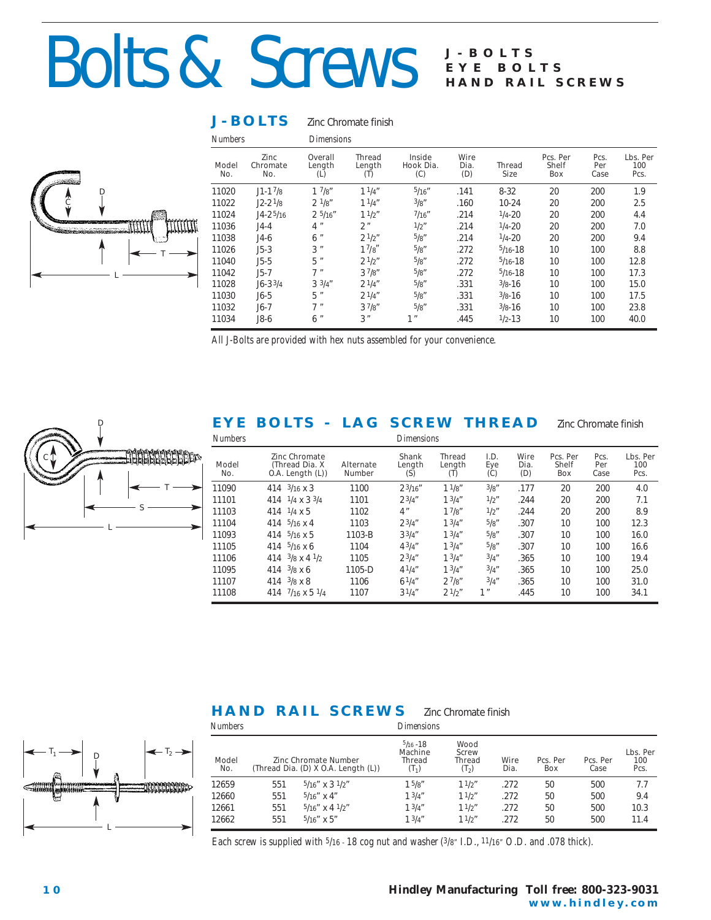# Bolts & Screws

**J-BOLTS**
**EYE BOLTS**
**HAND RAIL SCREWS**

## J-BOLTS

Zinc Chromate finish

D
C
T
L

| Numbers | | Dimensions | | | | | | | |
|---|---|---|---|---|---|---|---|---|---|
| Model No. | Zinc Chromate No. | Overall Length (L) | Thread Length (T) | Inside Hook Dia. (C) | Wire Dia. (D) | Thread Size | Pcs. Per Shelf Box | Pcs. Per Case | Lbs. Per 100 Pcs. |
| 11020 | J1-1 7/8 | 1 7/8″ | 1 1/4″ | 5/16″ | .141 | 8-32 | 20 | 200 | 1.9 |
| 11022 | J2-2 1/8 | 2 1/8″ | 1 1/4″ | 3/8″ | .160 | 10-24 | 20 | 200 | 2.5 |
| 11024 | J4-2 5/16 | 2 5/16″ | 1 1/2″ | 7/16″ | .214 | 1/4-20 | 20 | 200 | 4.4 |
| 11036 | J4-4 | 4″ | 2″ | 1/2″ | .214 | 1/4-20 | 20 | 200 | 7.0 |
| 11038 | J4-6 | 6″ | 2 1/2″ | 5/8″ | .214 | 1/4-20 | 20 | 200 | 9.4 |
| 11026 | J5-3 | 3″ | 1 7/8″ | 5/8″ | .272 | 5/16-18 | 10 | 100 | 8.8 |
| 11040 | J5-5 | 5″ | 2 1/2″ | 5/8″ | .272 | 5/16-18 | 10 | 100 | 12.8 |
| 11042 | J5-7 | 7″ | 3 7/8″ | 5/8″ | .272 | 5/16-18 | 10 | 100 | 17.3 |
| 11028 | J6-3 3/4 | 3 3/4″ | 2 1/4″ | 5/8″ | .331 | 3/8-16 | 10 | 100 | 15.0 |
| 11030 | J6-5 | 5″ | 2 1/4″ | 5/8″ | .331 | 3/8-16 | 10 | 100 | 17.5 |
| 11032 | J6-7 | 7″ | 3 7/8″ | 5/8″ | .331 | 3/8-16 | 10 | 100 | 23.8 |
| 11034 | J8-6 | 6″ | 3″ | 1″ | .445 | 1/2-13 | 10 | 100 | 40.0 |

*All J-Bolts are provided with hex nuts assembled for your convenience.*

## EYE BOLTS - LAG SCREW THREAD

Zinc Chromate finish

D
C
T
S
L

| Numbers | | | Dimensions | | | | | | |
|---|---|---|---|---|---|---|---|---|---|
| Model No. | Zinc Chromate (Thread Dia. X O.A. Length (L)) | Alternate Number | Shank Length (S) | Thread Length (T) | I.D. Eye (C) | Wire Dia. (D) | Pcs. Per Shelf Box | Pcs. Per Case | Lbs. Per 100 Pcs. |
| 11090 | 414 3/16 x 3 | 1100 | 2 3/16″ | 1 1/8″ | 3/8″ | .177 | 20 | 200 | 4.0 |
| 11101 | 414 1/4 x 3 3/4 | 1101 | 2 3/4″ | 1 3/4″ | 1/2″ | .244 | 20 | 200 | 7.1 |
| 11103 | 414 1/4 x 5 | 1102 | 4″ | 1 7/8″ | 1/2″ | .244 | 20 | 200 | 8.9 |
| 11104 | 414 5/16 x 4 | 1103 | 2 3/4″ | 1 3/4″ | 5/8″ | .307 | 10 | 100 | 12.3 |
| 11093 | 414 5/16 x 5 | 1103-B | 3 3/4″ | 1 3/4″ | 5/8″ | .307 | 10 | 100 | 16.0 |
| 11105 | 414 5/16 x 6 | 1104 | 4 3/4″ | 1 3/4″ | 5/8″ | .307 | 10 | 100 | 16.6 |
| 11106 | 414 3/8 x 4 1/2 | 1105 | 2 3/4″ | 1 3/4″ | 3/4″ | .365 | 10 | 100 | 19.4 |
| 11095 | 414 3/8 x 6 | 1105-D | 4 1/4″ | 1 3/4″ | 3/4″ | .365 | 10 | 100 | 25.0 |
| 11107 | 414 3/8 x 8 | 1106 | 6 1/4″ | 2 7/8″ | 3/4″ | .365 | 10 | 100 | 31.0 |
| 11108 | 414 7/16 x 5 1/4 | 1107 | 3 1/4″ | 2 1/2″ | 1″ | .445 | 10 | 100 | 34.1 |

## HAND RAIL SCREWS

Zinc Chromate finish

$T_1$
D
$T_2$
L

| Numbers | | Dimensions | | | | | |
|---|---|---|---|---|---|---|---|
| Model No. | Zinc Chromate Number (Thread Dia. (D) X O.A. Length (L)) | 5/16 -18 Machine Thread ($T_1$) | Wood Screw Thread ($T_2$) | Wire Dia. | Pcs. Per Box | Pcs. Per Case | Lbs. Per 100 Pcs. |
| 12659 | 551 5/16″ x 3 1/2″ | 1 5/8″ | 1 1/2″ | .272 | 50 | 500 | 7.7 |
| 12660 | 551 5/16″ x 4″ | 1 3/4″ | 1 1/2″ | .272 | 50 | 500 | 9.4 |
| 12661 | 551 5/16″ x 4 1/2″ | 1 3/4″ | 1 1/2″ | .272 | 50 | 500 | 10.3 |
| 12662 | 551 5/16″ x 5″ | 1 3/4″ | 1 1/2″ | .272 | 50 | 500 | 11.4 |

*Each screw is supplied with 5/16 - 18 cog nut and washer (3/8″ I.D., 11/16″ O.D. and .078 thick).*

**Hindley Manufacturing Toll free: 800-323-9031**
**www.hindley.com**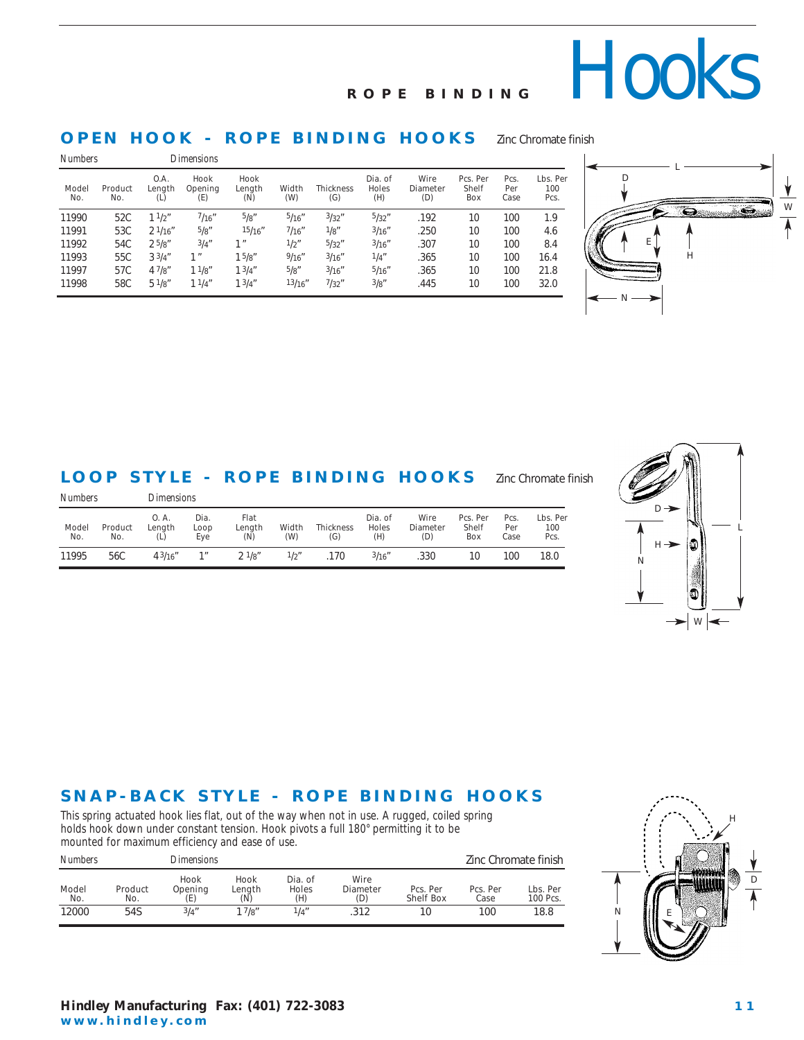# ROPE BINDING Hooks

## OPEN HOOK - ROPE BINDING HOOKS

Zinc Chromate finish

| Numbers | | Dimensions | | | | | | | | | |
|---|---|---|---|---|---|---|---|---|---|---|---|
| Model No. | Product No. | O.A. Length (L) | Hook Opening (E) | Hook Length (N) | Width (W) | Thickness (G) | Dia. of Holes (H) | Wire Diameter (D) | Pcs. Per Shelf Box | Pcs. Per Case | Lbs. Per 100 Pcs. |
| 11990 | 52C | 1 1/2" | 7/16" | 5/8" | 5/16" | 3/32" | 5/32" | .192 | 10 | 100 | 1.9 |
| 11991 | 53C | 2 1/16" | 5/8" | 15/16" | 7/16" | 1/8" | 3/16" | .250 | 10 | 100 | 4.6 |
| 11992 | 54C | 2 5/8" | 3/4" | 1" | 1/2" | 5/32" | 3/16" | .307 | 10 | 100 | 8.4 |
| 11993 | 55C | 3 3/4" | 1" | 1 5/8" | 9/16" | 3/16" | 1/4" | .365 | 10 | 100 | 16.4 |
| 11997 | 57C | 4 7/8" | 1 1/8" | 1 3/4" | 5/8" | 3/16" | 5/16" | .365 | 10 | 100 | 21.8 |
| 11998 | 58C | 5 1/8" | 1 1/4" | 1 3/4" | 13/16" | 7/32" | 3/8" | .445 | 10 | 100 | 32.0 |

## LOOP STYLE - ROPE BINDING HOOKS

Zinc Chromate finish

| Numbers | | Dimensions | | | | | | | | | |
|---|---|---|---|---|---|---|---|---|---|---|---|
| Model No. | Product No. | O. A. Length (L) | Dia. Loop Eye | Flat Length (N) | Width (W) | Thickness (G) | Dia. of Holes (H) | Wire Diameter (D) | Pcs. Per Shelf Box | Pcs. Per Case | Lbs. Per 100 Pcs. |
| 11995 | 56C | 4 3/16" | 1" | 2 1/8" | 1/2" | .170 | 3/16" | .330 | 10 | 100 | 18.0 |

## SNAP-BACK STYLE - ROPE BINDING HOOKS

This spring actuated hook lies flat, out of the way when not in use. A rugged, coiled spring holds hook down under constant tension. Hook pivots a full 180° permitting it to be mounted for maximum efficiency and ease of use.

Zinc Chromate finish

| Numbers | | Dimensions | | | | | | |
|---|---|---|---|---|---|---|---|---|
| Model No. | Product No. | Hook Opening (E) | Hook Length (N) | Dia. of Holes (H) | Wire Diameter (D) | Pcs. Per Shelf Box | Pcs. Per Case | Lbs. Per 100 Pcs. |
| 12000 | 54S | 3/4" | 1 7/8" | 1/4" | .312 | 10 | 100 | 18.8 |

**Hindley Manufacturing Fax: (401) 722-3083**
**www.hindley.com**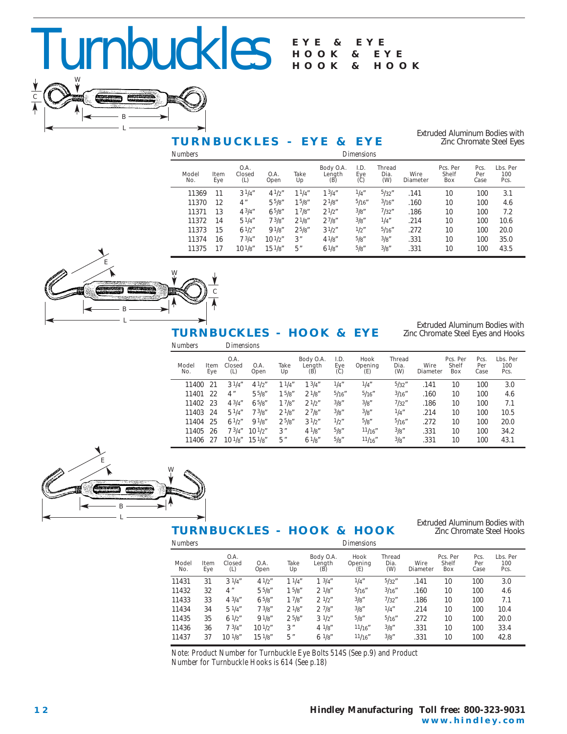# Turnbuckles

**EYE & EYE**
**HOOK & EYE**
**HOOK & HOOK**

W
C
B
L

## TURNBUCKLES - EYE & EYE

Extruded Aluminum Bodies with Zinc Chromate Steel Eyes

| Numbers | | Dimensions | | | | | | | | | | |
|---|---|---|---|---|---|---|---|---|---|---|---|---|
| Model No. | Item Eye | O.A. Closed (L) | O.A. Open | Take Up | Body O.A. Length (B) | I.D. Eye (C) | Thread Dia. (W) | Wire Diameter | Pcs. Per Shelf Box | Pcs. Per Case | Lbs. Per 100 Pcs. |
| 11369 | 11 | 3 1/4" | 4 1/2" | 1 1/4" | 1 3/4" | 1/4" | 5/32" | .141 | 10 | 100 | 3.1 |
| 11370 | 12 | 4" | 5 5/8" | 1 5/8" | 2 1/8" | 5/16" | 3/16" | .160 | 10 | 100 | 4.6 |
| 11371 | 13 | 4 3/4" | 6 5/8" | 1 7/8" | 2 1/2" | 3/8" | 7/32" | .186 | 10 | 100 | 7.2 |
| 11372 | 14 | 5 1/4" | 7 3/8" | 2 1/8" | 2 7/8" | 3/8" | 1/4" | .214 | 10 | 100 | 10.6 |
| 11373 | 15 | 6 1/2" | 9 1/8" | 2 5/8" | 3 1/2" | 1/2" | 5/16" | .272 | 10 | 100 | 20.0 |
| 11374 | 16 | 7 3/4" | 10 1/2" | 3" | 4 1/8" | 5/8" | 3/8" | .331 | 10 | 100 | 35.0 |
| 11375 | 17 | 10 1/8" | 15 1/8" | 5" | 6 1/8" | 5/8" | 3/8" | .331 | 10 | 100 | 43.5 |

E
W
C
B
L

## TURNBUCKLES - HOOK & EYE

Extruded Aluminum Bodies with Zinc Chromate Steel Eyes and Hooks

| Numbers | | Dimensions | | | | | | | | | | | |
|---|---|---|---|---|---|---|---|---|---|---|---|---|---|
| Model No. | Item Eye | O.A. Closed (L) | O.A. Open | Take Up | Body O.A. Length (B) | I.D. Eye (C) | Hook Opening (E) | Thread Dia. (W) | Wire Diameter | Pcs. Per Shelf Box | Pcs. Per Case | Lbs. Per 100 Pcs. |
| 11400 | 21 | 3 1/4" | 4 1/2" | 1 1/4" | 1 3/4" | 1/4" | 1/4" | 5/32" | .141 | 10 | 100 | 3.0 |
| 11401 | 22 | 4" | 5 5/8" | 1 5/8" | 2 1/8" | 5/16" | 5/16" | 3/16" | .160 | 10 | 100 | 4.6 |
| 11402 | 23 | 4 3/4" | 6 5/8" | 1 7/8" | 2 1/2" | 3/8" | 3/8" | 7/32" | .186 | 10 | 100 | 7.1 |
| 11403 | 24 | 5 1/4" | 7 3/8" | 2 1/8" | 2 7/8" | 3/8" | 3/8" | 1/4" | .214 | 10 | 100 | 10.5 |
| 11404 | 25 | 6 1/2" | 9 1/8" | 2 5/8" | 3 1/2" | 1/2" | 5/8" | 5/16" | .272 | 10 | 100 | 20.0 |
| 11405 | 26 | 7 3/4" | 10 1/2" | 3" | 4 1/8" | 5/8" | 11/16" | 3/8" | .331 | 10 | 100 | 34.2 |
| 11406 | 27 | 10 1/8" | 15 1/8" | 5" | 6 1/8" | 5/8" | 11/16" | 3/8" | .331 | 10 | 100 | 43.1 |

E
W
B
L

## TURNBUCKLES - HOOK & HOOK

Extruded Aluminum Bodies with Zinc Chromate Steel Hooks

| Numbers | | Dimensions | | | | | | | | | |
|---|---|---|---|---|---|---|---|---|---|---|---|
| Model No. | Item Eye | O.A. Closed (L) | O.A. Open | Take Up | Body O.A. Length (B) | Hook Opening (E) | Thread Dia. (W) | Wire Diameter | Pcs. Per Shelf Box | Pcs. Per Case | Lbs. Per 100 Pcs. |
| 11431 | 31 | 3 1/4" | 4 1/2" | 1 1/4" | 1 3/4" | 1/4" | 5/32" | .141 | 10 | 100 | 3.0 |
| 11432 | 32 | 4" | 5 5/8" | 1 5/8" | 2 1/8" | 5/16" | 3/16" | .160 | 10 | 100 | 4.6 |
| 11433 | 33 | 4 3/4" | 6 5/8" | 1 7/8" | 2 1/2" | 3/8" | 7/32" | .186 | 10 | 100 | 7.1 |
| 11434 | 34 | 5 1/4" | 7 3/8" | 2 1/8" | 2 7/8" | 3/8" | 1/4" | .214 | 10 | 100 | 10.4 |
| 11435 | 35 | 6 1/2" | 9 1/8" | 2 5/8" | 3 1/2" | 5/8" | 5/16" | .272 | 10 | 100 | 20.0 |
| 11436 | 36 | 7 3/4" | 10 1/2" | 3" | 4 1/8" | 11/16" | 3/8" | .331 | 10 | 100 | 33.4 |
| 11437 | 37 | 10 1/8" | 15 1/8" | 5" | 6 1/8" | 11/16" | 3/8" | .331 | 10 | 100 | 42.8 |

*Note: Product Number for Turnbuckle Eye Bolts 514S (See p.9) and Product Number for Turnbuckle Hooks is 614 (See p.18)*

**Hindley Manufacturing Toll free: 800-323-9031**
**www.hindley.com**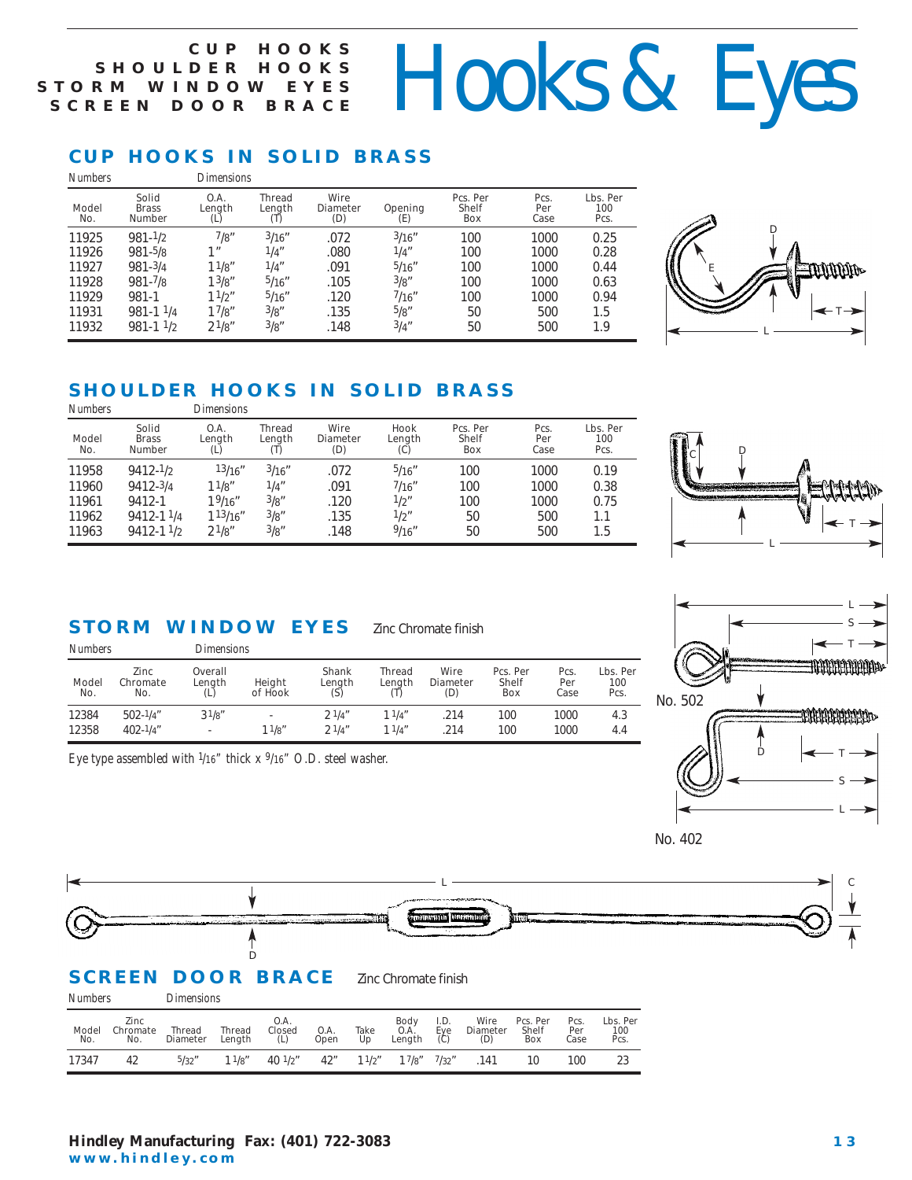# Hooks & Eyes

**CUP HOOKS**
**SHOULDER HOOKS**
**STORM WINDOW EYES**
**SCREEN DOOR BRACE**

## CUP HOOKS IN SOLID BRASS

| Numbers | | Dimensions | | | | | | |
|---|---|---|---|---|---|---|---|---|
| Model No. | Solid Brass Number | O.A. Length (L) | Thread Length (T) | Wire Diameter (D) | Opening (E) | Pcs. Per Shelf Box | Pcs. Per Case | Lbs. Per 100 Pcs. |
| 11925 | 981-1/2 | 7/8" | 3/16" | .072 | 3/16" | 100 | 1000 | 0.25 |
| 11926 | 981-5/8 | 1" | 1/4" | .080 | 1/4" | 100 | 1000 | 0.28 |
| 11927 | 981-3/4 | 1 1/8" | 1/4" | .091 | 5/16" | 100 | 1000 | 0.44 |
| 11928 | 981-7/8 | 1 3/8" | 5/16" | .105 | 3/8" | 100 | 1000 | 0.63 |
| 11929 | 981-1 | 1 1/2" | 5/16" | .120 | 7/16" | 100 | 1000 | 0.94 |
| 11931 | 981-1 1/4 | 1 7/8" | 3/8" | .135 | 5/8" | 50 | 500 | 1.5 |
| 11932 | 981-1 1/2 | 2 1/8" | 3/8" | .148 | 3/4" | 50 | 500 | 1.9 |

## SHOULDER HOOKS IN SOLID BRASS

| Numbers | | Dimensions | | | | | | |
|---|---|---|---|---|---|---|---|---|
| Model No. | Solid Brass Number | O.A. Length (L) | Thread Length (T) | Wire Diameter (D) | Hook Length (C) | Pcs. Per Shelf Box | Pcs. Per Case | Lbs. Per 100 Pcs. |
| 11958 | 9412-1/2 | 13/16" | 3/16" | .072 | 5/16" | 100 | 1000 | 0.19 |
| 11960 | 9412-3/4 | 1 1/8" | 1/4" | .091 | 7/16" | 100 | 1000 | 0.38 |
| 11961 | 9412-1 | 1 9/16" | 3/8" | .120 | 1/2" | 100 | 1000 | 0.75 |
| 11962 | 9412-1 1/4 | 1 13/16" | 3/8" | .135 | 1/2" | 50 | 500 | 1.1 |
| 11963 | 9412-1 1/2 | 2 1/8" | 3/8" | .148 | 9/16" | 50 | 500 | 1.5 |

## STORM WINDOW EYES

Zinc Chromate finish

| Numbers | | Dimensions | | | | | | | | |
|---|---|---|---|---|---|---|---|---|---|---|
| Model No. | Zinc Chromate No. | Overall Length (L) | Height of Hook | Shank Length (S) | Thread Length (T) | Wire Diameter (D) | Pcs. Per Shelf Box | Pcs. Per Case | Lbs. Per 100 Pcs. |
| 12384 | 502-1/4" | 3 1/8" | - | 2 1/4" | 1 1/4" | .214 | 100 | 1000 | 4.3 |
| 12358 | 402-1/4" | - | 1 1/8" | 2 1/4" | 1 1/4" | .214 | 100 | 1000 | 4.4 |

*Eye type assembled with 1/16" thick x 9/16" O.D. steel washer.*

No. 502

No. 402

## SCREEN DOOR BRACE

Zinc Chromate finish

| Numbers | | Dimensions | | | | | | | | | | |
|---|---|---|---|---|---|---|---|---|---|---|---|---|
| Model No. | Zinc Chromate No. | Thread Diameter | Thread Length | O.A. Closed (L) | O.A. Open | Take Up | Body O.A. Length | I.D. Eye (C) | Wire Diameter (D) | Pcs. Per Shelf Box | Pcs. Per Case | Lbs. Per 100 Pcs. |
| 17347 | 42 | 5/32" | 1 1/8" | 40 1/2" | 42" | 1 1/2" | 1 7/8" | 7/32" | .141 | 10 | 100 | 23 |

**Hindley Manufacturing Fax: (401) 722-3083**
**www.hindley.com**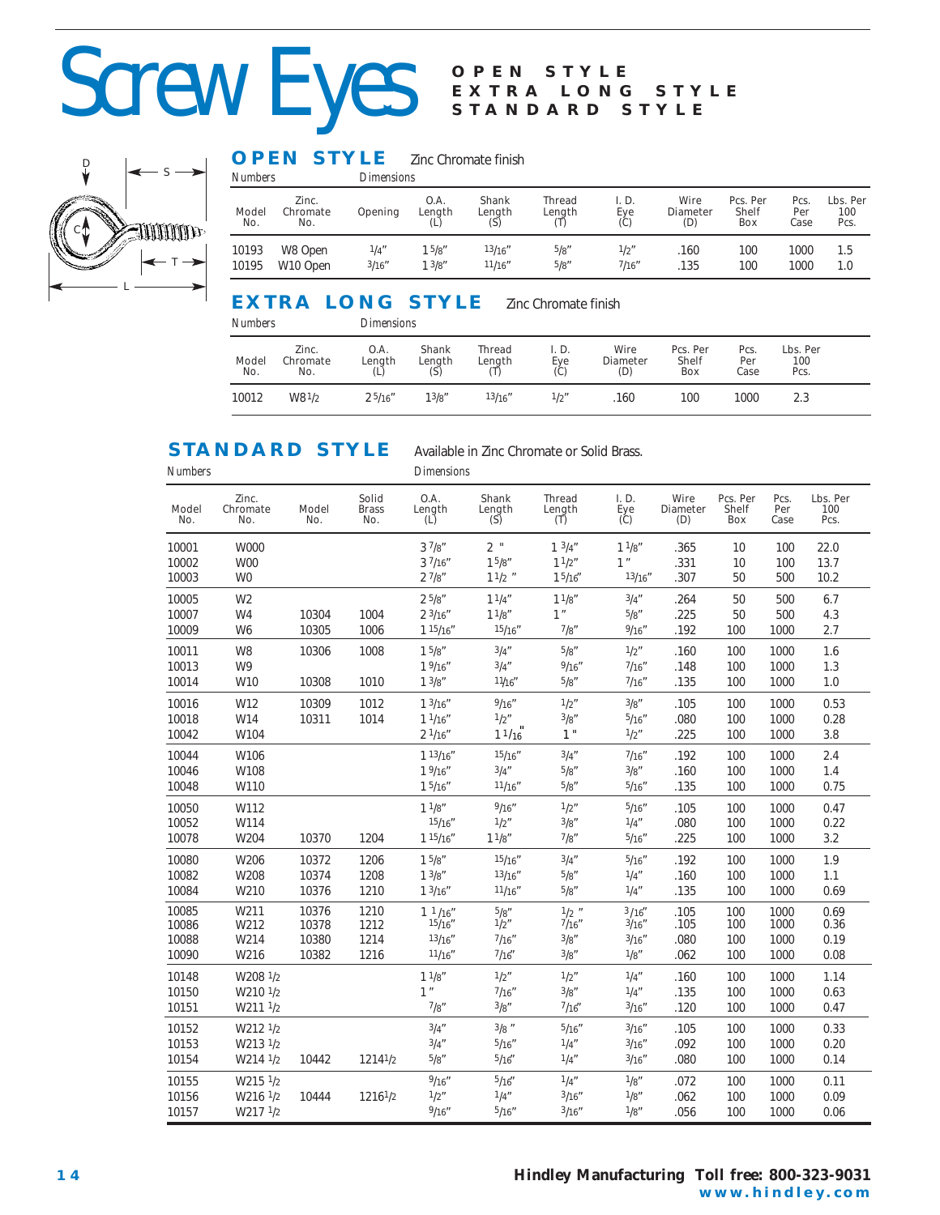# Screw Eyes

**OPEN STYLE**
**EXTRA LONG STYLE**
**STANDARD STYLE**

D
S
C
T
L

## OPEN STYLE

Zinc Chromate finish

| Numbers | | Dimensions | | | | | | | | |
|---|---|---|---|---|---|---|---|---|---|---|
| Model No. | Zinc. Chromate No. | Opening | O.A. Length (L) | Shank Length (S) | Thread Length (T) | I. D. Eye (C) | Wire Diameter (D) | Pcs. Per Shelf Box | Pcs. Per Case | Lbs. Per 100 Pcs. |
| 10193 | W8 Open | 1/4" | 1 5/8" | 13/16" | 5/8" | 1/2" | .160 | 100 | 1000 | 1.5 |
| 10195 | W10 Open | 3/16" | 1 3/8" | 11/16" | 5/8" | 7/16" | .135 | 100 | 1000 | 1.0 |

## EXTRA LONG STYLE

Zinc Chromate finish

| Numbers | | Dimensions | | | | | | | |
|---|---|---|---|---|---|---|---|---|---|
| Model No. | Zinc. Chromate No. | O.A. Length (L) | Shank Length (S) | Thread Length (T) | I. D. Eye (C) | Wire Diameter (D) | Pcs. Per Shelf Box | Pcs. Per Case | Lbs. Per 100 Pcs. |
| 10012 | W8 1/2 | 2 5/16" | 13/8" | 13/16" | 1/2" | .160 | 100 | 1000 | 2.3 |

## STANDARD STYLE

Available in Zinc Chromate or Solid Brass.

| Numbers | | | | Dimensions | | | | | | | | |
|---|---|---|---|---|---|---|---|---|---|---|---|---|
| Model No. | Zinc. Chromate No. | Model No. | Solid Brass No. | O.A. Length (L) | Shank Length (S) | Thread Length (T) | I. D. Eye (C) | Wire Diameter (D) | Pcs. Per Shelf Box | Pcs. Per Case | Lbs. Per 100 Pcs. |
| 10001 | W000 | | | 3 7/8" | 2 " | 1 3/4" | 1 1/8" | .365 | 10 | 100 | 22.0 |
| 10002 | W00 | | | 3 7/16" | 1 5/8" | 1 1/2" | 1 " | .331 | 10 | 100 | 13.7 |
| 10003 | W0 | | | 2 7/8" | 1 1/2 " | 1 5/16" | 13/16" | .307 | 50 | 500 | 10.2 |
| 10005 | W2 | | | 2 5/8" | 1 1/4" | 1 1/8" | 3/4" | .264 | 50 | 500 | 6.7 |
| 10007 | W4 | 10304 | 1004 | 2 3/16" | 1 1/8" | 1" | 5/8" | .225 | 50 | 500 | 4.3 |
| 10009 | W6 | 10305 | 1006 | 1 15/16" | 15/16" | 7/8" | 9/16" | .192 | 100 | 1000 | 2.7 |
| 10011 | W8 | 10306 | 1008 | 1 5/8" | 3/4" | 5/8" | 1/2" | .160 | 100 | 1000 | 1.6 |
| 10013 | W9 | | | 1 9/16" | 3/4" | 9/16" | 7/16" | .148 | 100 | 1000 | 1.3 |
| 10014 | W10 | 10308 | 1010 | 1 3/8" | 11/16" | 5/8" | 7/16" | .135 | 100 | 1000 | 1.0 |
| 10016 | W12 | 10309 | 1012 | 1 3/16" | 9/16" | 1/2" | 3/8" | .105 | 100 | 1000 | 0.53 |
| 10018 | W14 | 10311 | 1014 | 1 1/16" | 1/2" | 3/8" | 5/16" | .080 | 100 | 1000 | 0.28 |
| 10042 | W104 | | | 2 1/16" | 1 1/16" | 1 " | 1/2" | .225 | 100 | 1000 | 3.8 |
| 10044 | W106 | | | 1 13/16" | 15/16" | 3/4" | 7/16" | .192 | 100 | 1000 | 2.4 |
| 10046 | W108 | | | 1 9/16" | 3/4" | 5/8" | 3/8" | .160 | 100 | 1000 | 1.4 |
| 10048 | W110 | | | 1 5/16" | 11/16" | 5/8" | 5/16" | .135 | 100 | 1000 | 0.75 |
| 10050 | W112 | | | 1 1/8" | 9/16" | 1/2" | 5/16" | .105 | 100 | 1000 | 0.47 |
| 10052 | W114 | | | 15/16" | 1/2" | 3/8" | 1/4" | .080 | 100 | 1000 | 0.22 |
| 10078 | W204 | 10370 | 1204 | 1 15/16" | 1 1/8" | 7/8" | 5/16" | .225 | 100 | 1000 | 3.2 |
| 10080 | W206 | 10372 | 1206 | 1 5/8" | 15/16" | 3/4" | 5/16" | .192 | 100 | 1000 | 1.9 |
| 10082 | W208 | 10374 | 1208 | 1 3/8" | 13/16" | 5/8" | 1/4" | .160 | 100 | 1000 | 1.1 |
| 10084 | W210 | 10376 | 1210 | 1 3/16" | 11/16" | 5/8" | 1/4" | .135 | 100 | 1000 | 0.69 |
| 10085 | W211 | 10376 | 1210 | 1 1/16" | 5/8" | 1/2 " | 3/16" | .105 | 100 | 1000 | 0.69 |
| 10086 | W212 | 10378 | 1212 | 15/16" | 1/2" | 7/16" | 3/16" | .105 | 100 | 1000 | 0.36 |
| 10088 | W214 | 10380 | 1214 | 13/16" | 7/16" | 3/8" | 3/16" | .080 | 100 | 1000 | 0.19 |
| 10090 | W216 | 10382 | 1216 | 11/16" | 7/16" | 3/8" | 1/8" | .062 | 100 | 1000 | 0.08 |
| 10148 | W208 1/2 | | | 1 1/8" | 1/2" | 1/2" | 1/4" | .160 | 100 | 1000 | 1.14 |
| 10150 | W210 1/2 | | | 1 " | 7/16" | 3/8" | 1/4" | .135 | 100 | 1000 | 0.63 |
| 10151 | W211 1/2 | | | 7/8" | 3/8" | 7/16" | 3/16" | .120 | 100 | 1000 | 0.47 |
| 10152 | W212 1/2 | | | 3/4" | 3/8 " | 5/16" | 3/16" | .105 | 100 | 1000 | 0.33 |
| 10153 | W213 1/2 | | | 3/4" | 5/16" | 1/4" | 3/16" | .092 | 100 | 1000 | 0.20 |
| 10154 | W214 1/2 | 10442 | 1214 1/2 | 5/8" | 5/16" | 1/4" | 3/16" | .080 | 100 | 1000 | 0.14 |
| 10155 | W215 1/2 | | | 9/16" | 5/16" | 1/4" | 1/8" | .072 | 100 | 1000 | 0.11 |
| 10156 | W216 1/2 | 10444 | 1216 1/2 | 1/2" | 1/4" | 3/16" | 1/8" | .062 | 100 | 1000 | 0.09 |
| 10157 | W217 1/2 | | | 9/16" | 5/16" | 3/16" | 1/8" | .056 | 100 | 1000 | 0.06 |

**Hindley Manufacturing Toll free: 800-323-9031**
**www.hindley.com**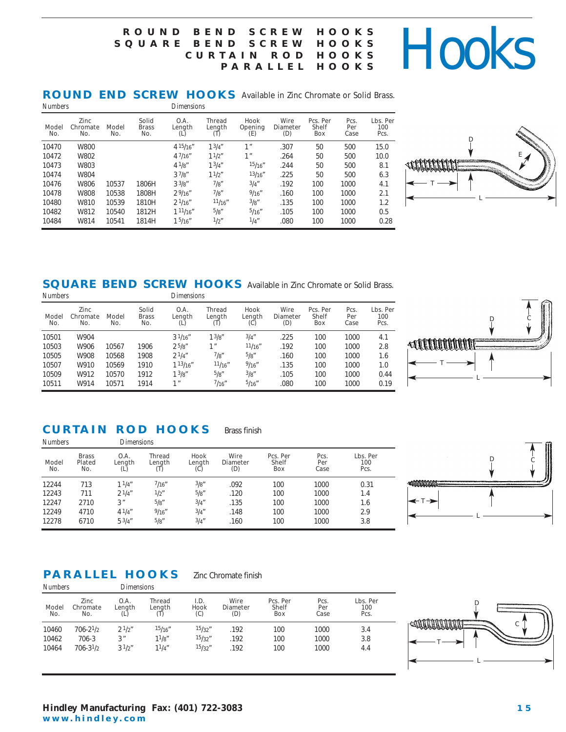# Hooks

**ROUND BEND SCREW HOOKS**
**SQUARE BEND SCREW HOOKS**
**CURTAIN ROD HOOKS**
**PARALLEL HOOKS**

## ROUND END SCREW HOOKS

Available in Zinc Chromate or Solid Brass.

| Numbers | | | | Dimensions | | | | | | |
|---|---|---|---|---|---|---|---|---|---|---|
| Model No. | Zinc Chromate No. | Model No. | Solid Brass No. | O.A. Length (L) | Thread Length (T) | Hook Opening (E) | Wire Diameter (D) | Pcs. Per Shelf Box | Pcs. Per Case | Lbs. Per 100 Pcs. |
| 10470 | W800 | | | 4 15/16" | 1 3/4" | 1" | .307 | 50 | 500 | 15.0 |
| 10472 | W802 | | | 4 7/16" | 1 1/2" | 1" | .264 | 50 | 500 | 10.0 |
| 10473 | W803 | | | 4 1/8" | 1 3/4" | 15/16" | .244 | 50 | 500 | 8.1 |
| 10474 | W804 | | | 3 7/8" | 1 1/2" | 13/16" | .225 | 50 | 500 | 6.3 |
| 10476 | W806 | 10537 | 1806H | 3 3/8" | 7/8" | 3/4" | .192 | 100 | 1000 | 4.1 |
| 10478 | W808 | 10538 | 1808H | 2 9/16" | 7/8" | 9/16" | .160 | 100 | 1000 | 2.1 |
| 10480 | W810 | 10539 | 1810H | 2 1/16" | 11/16" | 3/8" | .135 | 100 | 1000 | 1.2 |
| 10482 | W812 | 10540 | 1812H | 1 11/16" | 5/8" | 5/16" | .105 | 100 | 1000 | 0.5 |
| 10484 | W814 | 10541 | 1814H | 1 5/16" | 1/2" | 1/4" | .080 | 100 | 1000 | 0.28 |

D
E
T
L

## SQUARE BEND SCREW HOOKS

Available in Zinc Chromate or Solid Brass.

| Numbers | | | | Dimensions | | | | | | |
|---|---|---|---|---|---|---|---|---|---|---|
| Model No. | Zinc Chromate No. | Model No. | Solid Brass No. | O.A. Length (L) | Thread Length (T) | Hook Length (C) | Wire Diameter (D) | Pcs. Per Shelf Box | Pcs. Per Case | Lbs. Per 100 Pcs. |
| 10501 | W904 | | | 3 1/16" | 1 3/8" | 3/4" | .225 | 100 | 1000 | 4.1 |
| 10503 | W906 | 10567 | 1906 | 2 5/8" | 1" | 11/16" | .192 | 100 | 1000 | 2.8 |
| 10505 | W908 | 10568 | 1908 | 2 1/4" | 7/8" | 5/8" | .160 | 100 | 1000 | 1.6 |
| 10507 | W910 | 10569 | 1910 | 1 13/16" | 11/16" | 9/16" | .135 | 100 | 1000 | 1.0 |
| 10509 | W912 | 10570 | 1912 | 1 3/8" | 5/8" | 3/8" | .105 | 100 | 1000 | 0.44 |
| 10511 | W914 | 10571 | 1914 | 1" | 7/16" | 5/16" | .080 | 100 | 1000 | 0.19 |

D
C
T
L

## CURTAIN ROD HOOKS

Brass finish

| Numbers | | Dimensions | | | | | | |
|---|---|---|---|---|---|---|---|---|
| Model No. | Brass Plated No. | Length (L) | Thread Length (T) | Hook Length (C) | Wire Diameter (D) | Pcs. Per Shelf Box | Pcs. Per Case | Lbs. Per 100 Pcs. |
| 12244 | 713 | 1 1/4" | 7/16" | 3/8" | .092 | 100 | 1000 | 0.31 |
| 12243 | 711 | 2 1/4" | 1/2" | 5/8" | .120 | 100 | 1000 | 1.4 |
| 12247 | 2710 | 3" | 5/8" | 3/4" | .135 | 100 | 1000 | 1.6 |
| 12249 | 4710 | 4 1/4" | 9/16" | 3/4" | .148 | 100 | 1000 | 2.9 |
| 12278 | 6710 | 5 3/4" | 5/8" | 3/4" | .160 | 100 | 1000 | 3.8 |

D
C
T
L

## PARALLEL HOOKS

Zinc Chromate finish

| Numbers | | Dimensions | | | | | | |
|---|---|---|---|---|---|---|---|---|
| Model No. | Zinc Chromate No. | O.A. Length (L) | Thread Length (T) | I.D. Hook (C) | Wire Diameter (D) | Pcs. Per Shelf Box | Pcs. Per Case | Lbs. Per 100 Pcs. |
| 10460 | 706-2 1/2 | 2 1/2" | 15/16" | 15/32" | .192 | 100 | 1000 | 3.4 |
| 10462 | 706-3 | 3" | 1 1/8" | 15/32" | .192 | 100 | 1000 | 3.8 |
| 10464 | 706-3 1/2 | 3 1/2" | 1 1/4" | 15/32" | .192 | 100 | 1000 | 4.4 |

D
C
T
L

**Hindley Manufacturing Fax: (401) 722-3083**
**www.hindley.com**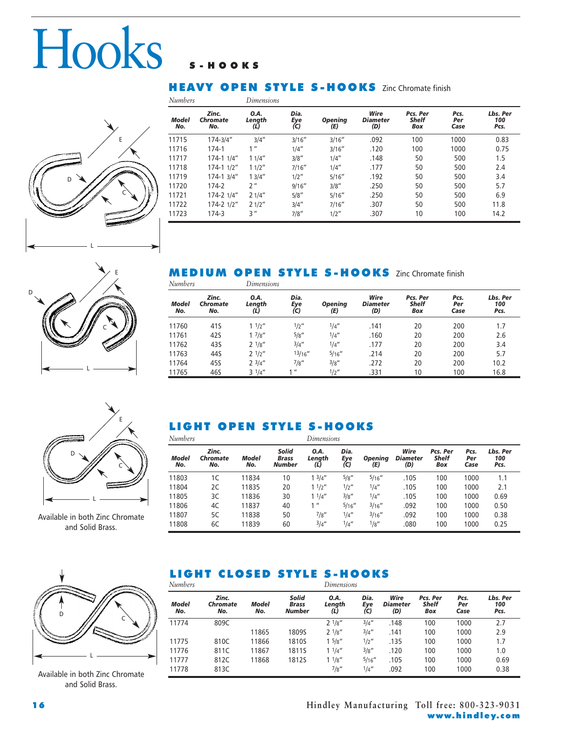# Hooks

## S-HOOKS

### HEAVY OPEN STYLE S-HOOKS Zinc Chromate finish

| Numbers | | Dimensions | | | | | | |
|---|---|---|---|---|---|---|---|---|
| Model No. | Zinc. Chromate No. | O.A. Length (L) | Dia. Eye (C) | Opening (E) | Wire Diameter (D) | Pcs. Per Shelf Box | Pcs. Per Case | Lbs. Per 100 Pcs. |
| 11715 | 174-3/4" | 3/4" | 3/16" | 3/16" | .092 | 100 | 1000 | 0.83 |
| 11716 | 174-1 | 1" | 1/4" | 3/16" | .120 | 100 | 1000 | 0.75 |
| 11717 | 174-1 1/4" | 1 1/4" | 3/8" | 1/4" | .148 | 50 | 500 | 1.5 |
| 11718 | 174-1 1/2" | 1 1/2" | 7/16" | 1/4" | .177 | 50 | 500 | 2.4 |
| 11719 | 174-1 3/4" | 1 3/4" | 1/2" | 5/16" | .192 | 50 | 500 | 3.4 |
| 11720 | 174-2 | 2" | 9/16" | 3/8" | .250 | 50 | 500 | 5.7 |
| 11721 | 174-2 1/4" | 2 1/4" | 5/8" | 5/16" | .250 | 50 | 500 | 6.9 |
| 11722 | 174-2 1/2" | 2 1/2" | 3/4" | 7/16" | .307 | 50 | 500 | 11.8 |
| 11723 | 174-3 | 3" | 7/8" | 1/2" | .307 | 10 | 100 | 14.2 |

### MEDIUM OPEN STYLE S-HOOKS Zinc Chromate finish

| Numbers | | Dimensions | | | | | | |
|---|---|---|---|---|---|---|---|---|
| Model No. | Zinc. Chromate No. | O.A. Length (L) | Dia. Eye (C) | Opening (E) | Wire Diameter (D) | Pcs. Per Shelf Box | Pcs. Per Case | Lbs. Per 100 Pcs. |
| 11760 | 41S | 1 1/2" | 1/2" | 1/4" | .141 | 20 | 200 | 1.7 |
| 11761 | 42S | 1 7/8" | 5/8" | 1/4" | .160 | 20 | 200 | 2.6 |
| 11762 | 43S | 2 1/8" | 3/4" | 1/4" | .177 | 20 | 200 | 3.4 |
| 11763 | 44S | 2 1/2" | 13/16" | 5/16" | .214 | 20 | 200 | 5.7 |
| 11764 | 45S | 2 3/4" | 7/8" | 3/8" | .272 | 20 | 200 | 10.2 |
| 11765 | 46S | 3 1/4" | 1" | 1/2" | .331 | 10 | 100 | 16.8 |

### LIGHT OPEN STYLE S-HOOKS

Available in both Zinc Chromate and Solid Brass.

| Numbers | | | | Dimensions | | | | | | |
|---|---|---|---|---|---|---|---|---|---|---|
| Model No. | Zinc. Chromate No. | Model No. | Solid Brass Number | O.A. Length (L) | Dia. Eye (C) | Opening (E) | Wire Diameter (D) | Pcs. Per Shelf Box | Pcs. Per Case | Lbs. Per 100 Pcs. |
| 11803 | 1C | 11834 | 10 | 1 3/4" | 5/8" | 5/16" | .105 | 100 | 1000 | 1.1 |
| 11804 | 2C | 11835 | 20 | 1 1/2" | 1/2" | 1/4" | .105 | 100 | 1000 | 2.1 |
| 11805 | 3C | 11836 | 30 | 1 1/4" | 3/8" | 1/4" | .105 | 100 | 1000 | 0.69 |
| 11806 | 4C | 11837 | 40 | 1" | 5/16" | 3/16" | .092 | 100 | 1000 | 0.50 |
| 11807 | 5C | 11838 | 50 | 7/8" | 1/4" | 3/16" | .092 | 100 | 1000 | 0.38 |
| 11808 | 6C | 11839 | 60 | 3/4" | 1/4" | 1/8" | .080 | 100 | 1000 | 0.25 |

### LIGHT CLOSED STYLE S-HOOKS

Available in both Zinc Chromate and Solid Brass.

| Numbers | | | | Dimensions | | | | | |
|---|---|---|---|---|---|---|---|---|---|
| Model No. | Zinc. Chromate No. | Model No. | Solid Brass Number | O.A. Length (L) | Dia. Eye (C) | Wire Diameter (D) | Pcs. Per Shelf Box | Pcs. Per Case | Lbs. Per 100 Pcs. |
| 11774 | 809C | | | 2 1/8" | 3/4" | .148 | 100 | 1000 | 2.7 |
| | | 11865 | 1809S | 2 1/8" | 3/4" | .141 | 100 | 1000 | 2.9 |
| 11775 | 810C | 11866 | 1810S | 1 5/8" | 1/2" | .135 | 100 | 1000 | 1.7 |
| 11776 | 811C | 11867 | 1811S | 1 1/4" | 3/8" | .120 | 100 | 1000 | 1.0 |
| 11777 | 812C | 11868 | 1812S | 1 1/8" | 5/16" | .105 | 100 | 1000 | 0.69 |
| 11778 | 813C | | | 7/8" | 1/4" | .092 | 100 | 1000 | 0.38 |

Hindley Manufacturing Toll free: 800-323-9031
www.hindley.com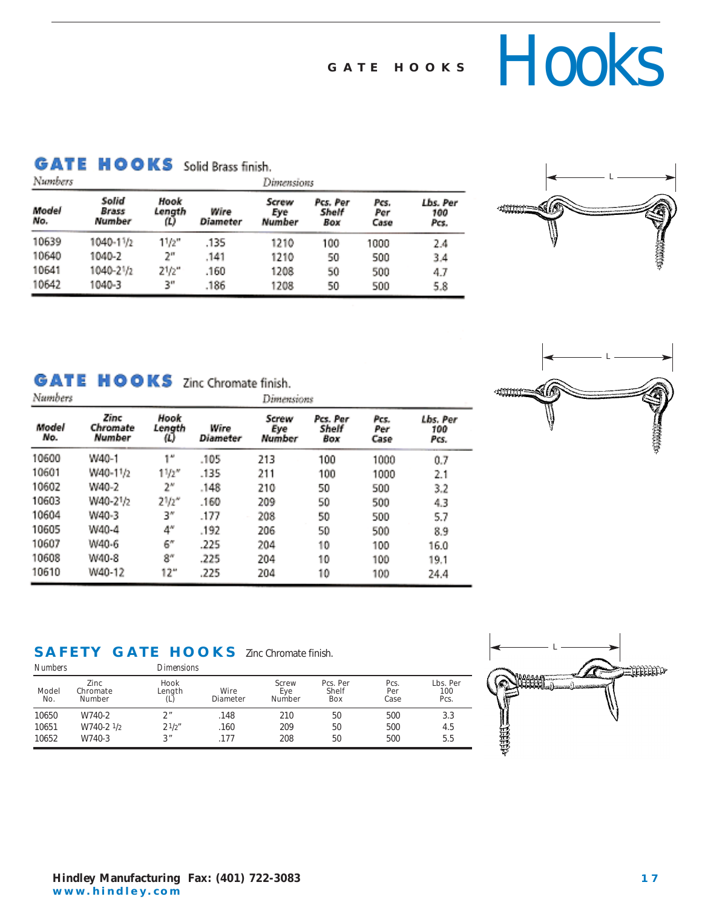# Hooks

## GATE HOOKS

### GATE HOOKS Solid Brass finish.

| Numbers | | Dimensions | | | | | |
|---|---|---|---|---|---|---|---|
| Model No. | Solid Brass Number | Hook Length (L) | Wire Diameter | Screw Eye Number | Pcs. Per Shelf Box | Pcs. Per Case | Lbs. Per 100 Pcs. |
| 10639 | 1040-1½ | 1½" | .135 | 1210 | 100 | 1000 | 2.4 |
| 10640 | 1040-2 | 2" | .141 | 1210 | 50 | 500 | 3.4 |
| 10641 | 1040-2½ | 2½" | .160 | 1208 | 50 | 500 | 4.7 |
| 10642 | 1040-3 | 3" | .186 | 1208 | 50 | 500 | 5.8 |

L

### GATE HOOKS Zinc Chromate finish.

| Numbers | | Dimensions | | | | | |
|---|---|---|---|---|---|---|---|
| Model No. | Zinc Chromate Number | Hook Length (L) | Wire Diameter | Screw Eye Number | Pcs. Per Shelf Box | Pcs. Per Case | Lbs. Per 100 Pcs. |
| 10600 | W40-1 | 1" | .105 | 213 | 100 | 1000 | 0.7 |
| 10601 | W40-1½ | 1½" | .135 | 211 | 100 | 1000 | 2.1 |
| 10602 | W40-2 | 2" | .148 | 210 | 50 | 500 | 3.2 |
| 10603 | W40-2½ | 2½" | .160 | 209 | 50 | 500 | 4.3 |
| 10604 | W40-3 | 3" | .177 | 208 | 50 | 500 | 5.7 |
| 10605 | W40-4 | 4" | .192 | 206 | 50 | 500 | 8.9 |
| 10607 | W40-6 | 6" | .225 | 204 | 10 | 100 | 16.0 |
| 10608 | W40-8 | 8" | .225 | 204 | 10 | 100 | 19.1 |
| 10610 | W40-12 | 12" | .225 | 204 | 10 | 100 | 24.4 |

L

### SAFETY GATE HOOKS Zinc Chromate finish.

| Numbers | | Dimensions | | | | | |
|---|---|---|---|---|---|---|---|
| Model No. | Zinc Chromate Number | Hook Length (L) | Wire Diameter | Screw Eye Number | Pcs. Per Shelf Box | Pcs. Per Case | Lbs. Per 100 Pcs. |
| 10650 | W740-2 | 2" | .148 | 210 | 50 | 500 | 3.3 |
| 10651 | W740-2 ½ | 2½" | .160 | 209 | 50 | 500 | 4.5 |
| 10652 | W740-3 | 3" | .177 | 208 | 50 | 500 | 5.5 |

L

**Hindley Manufacturing Fax: (401) 722-3083**
**www.hindley.com**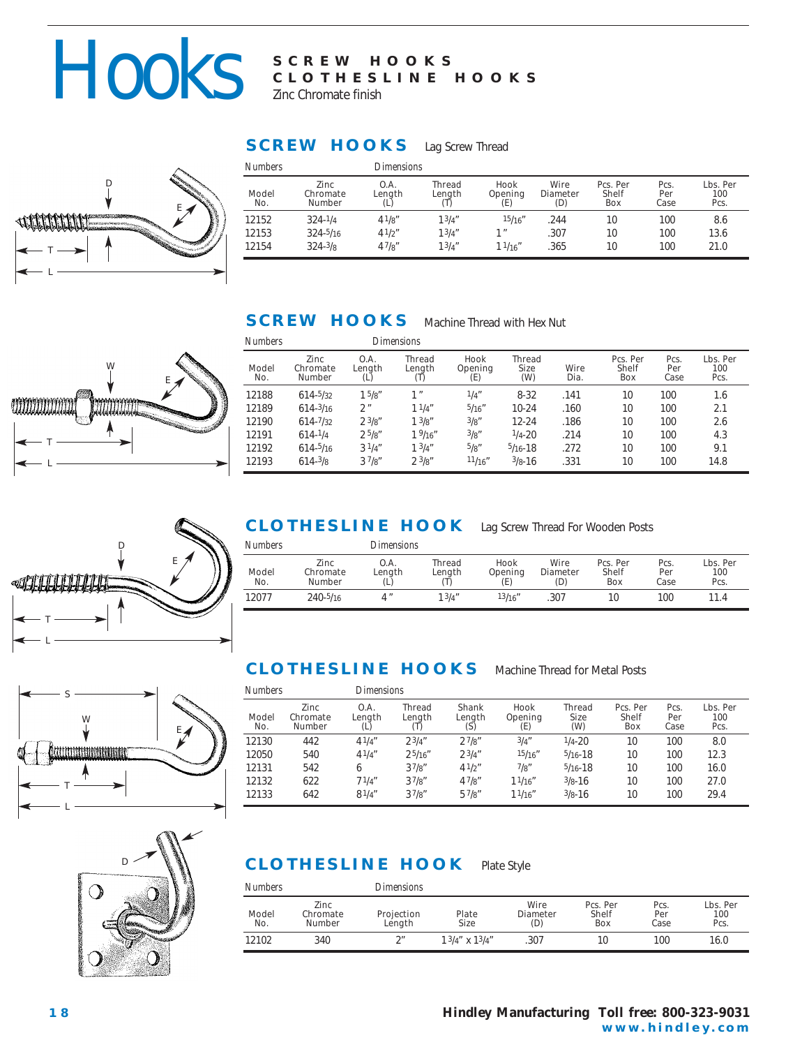# Hooks

**SCREW HOOKS**
**CLOTHESLINE HOOKS**
Zinc Chromate finish

## SCREW HOOKS Lag Screw Thread

| Model No. | Zinc Chromate Number | O.A. Length (L) | Thread Length (T) | Hook Opening (E) | Wire Diameter (D) | Pcs. Per Shelf Box | Pcs. Per Case | Lbs. Per 100 Pcs. |
|---|---|---|---|---|---|---|---|---|
| 12152 | 324-1/4 | 4 1/8" | 1 3/4" | 15/16" | .244 | 10 | 100 | 8.6 |
| 12153 | 324-5/16 | 4 1/2" | 1 3/4" | 1" | .307 | 10 | 100 | 13.6 |
| 12154 | 324-3/8 | 4 7/8" | 1 3/4" | 1 1/16" | .365 | 10 | 100 | 21.0 |

## SCREW HOOKS Machine Thread with Hex Nut

| Model No. | Zinc Chromate Number | O.A. Length (L) | Thread Length (T) | Hook Opening (E) | Thread Size (W) | Wire Dia. | Pcs. Per Shelf Box | Pcs. Per Case | Lbs. Per 100 Pcs. |
|---|---|---|---|---|---|---|---|---|---|
| 12188 | 614-5/32 | 1 5/8" | 1" | 1/4" | 8-32 | .141 | 10 | 100 | 1.6 |
| 12189 | 614-3/16 | 2" | 1 1/4" | 5/16" | 10-24 | .160 | 10 | 100 | 2.1 |
| 12190 | 614-7/32 | 2 3/8" | 1 3/8" | 3/8" | 12-24 | .186 | 10 | 100 | 2.6 |
| 12191 | 614-1/4 | 2 5/8" | 1 9/16" | 3/8" | 1/4-20 | .214 | 10 | 100 | 4.3 |
| 12192 | 614-5/16 | 3 1/4" | 1 3/4" | 5/8" | 5/16-18 | .272 | 10 | 100 | 9.1 |
| 12193 | 614-3/8 | 3 7/8" | 2 3/8" | 11/16" | 3/8-16 | .331 | 10 | 100 | 14.8 |

## CLOTHESLINE HOOK Lag Screw Thread For Wooden Posts

| Model No. | Zinc Chromate Number | O.A. Length (L) | Thread Length (T) | Hook Opening (E) | Wire Diameter (D) | Pcs. Per Shelf Box | Pcs. Per Case | Lbs. Per 100 Pcs. |
|---|---|---|---|---|---|---|---|---|
| 12077 | 240-5/16 | 4" | 1 3/4" | 13/16" | .307 | 10 | 100 | 11.4 |

## CLOTHESLINE HOOKS Machine Thread for Metal Posts

| Model No. | Zinc Chromate Number | O.A. Length (L) | Thread Length (T) | Shank Length (S) | Hook Opening (E) | Thread Size (W) | Pcs. Per Shelf Box | Pcs. Per Case | Lbs. Per 100 Pcs. |
|---|---|---|---|---|---|---|---|---|---|
| 12130 | 442 | 4 1/4" | 2 3/4" | 2 7/8" | 3/4" | 1/4-20 | 10 | 100 | 8.0 |
| 12050 | 540 | 4 1/4" | 2 5/16" | 2 3/4" | 15/16" | 5/16-18 | 10 | 100 | 12.3 |
| 12131 | 542 | 6 | 3 7/8" | 4 1/2" | 7/8" | 5/16-18 | 10 | 100 | 16.0 |
| 12132 | 622 | 7 1/4" | 3 7/8" | 4 7/8" | 1 1/16" | 3/8-16 | 10 | 100 | 27.0 |
| 12133 | 642 | 8 1/4" | 3 7/8" | 5 7/8" | 1 1/16" | 3/8-16 | 10 | 100 | 29.4 |

## CLOTHESLINE HOOK Plate Style

| Model No. | Zinc Chromate Number | Projection Length | Plate Size | Wire Diameter (D) | Pcs. Per Shelf Box | Pcs. Per Case | Lbs. Per 100 Pcs. |
|---|---|---|---|---|---|---|---|
| 12102 | 340 | 2" | 1 3/4" x 1 3/4" | .307 | 10 | 100 | 16.0 |

**Hindley Manufacturing Toll free: 800-323-9031**
**www.hindley.com**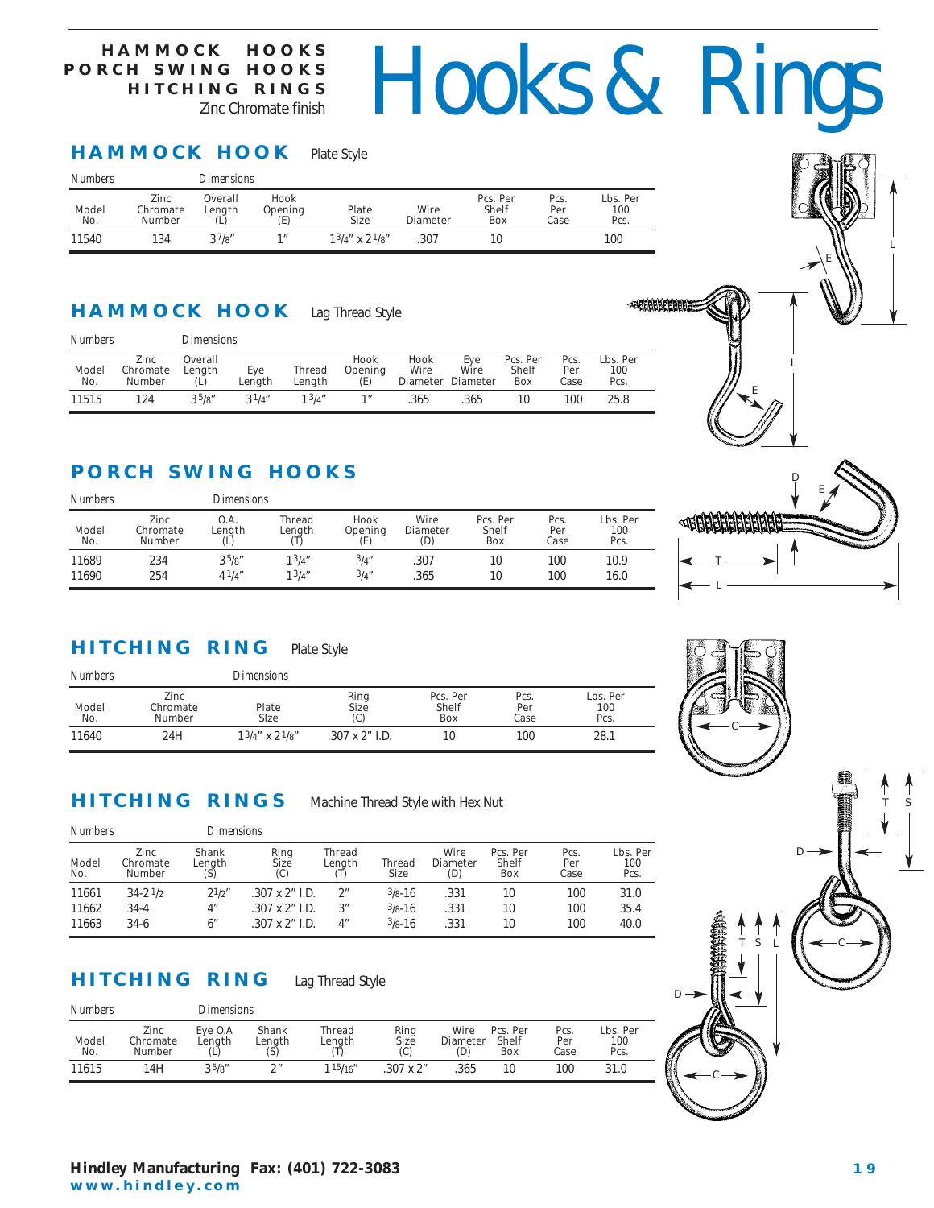**HAMMOCK HOOKS**
**PORCH SWING HOOKS**
**HITCHING RINGS**
Zinc Chromate finish

# Hooks & Rings

## HAMMOCK HOOK Plate Style

| Numbers | | Dimensions | | | | | | |
|---|---|---|---|---|---|---|---|---|
| Model No. | Zinc Chromate Number | Overall Length (L) | Hook Opening (E) | Plate Size | Wire Diameter | Pcs. Per Shelf Box | Pcs. Per Case | Lbs. Per 100 Pcs. |
| 11540 | 134 | 3 7/8" | 1" | 1 3/4" x 2 1/8" | .307 | 10 | | 100 |

## HAMMOCK HOOK Lag Thread Style

| Numbers | | Dimensions | | | | | | | | |
|---|---|---|---|---|---|---|---|---|---|---|
| Model No. | Zinc Chromate Number | Overall Length (L) | Eye Length | Thread Length | Hook Opening (E) | Hook Wire Diameter | Eye Wire Diameter | Pcs. Per Shelf Box | Pcs. Per Case | Lbs. Per 100 Pcs. |
| 11515 | 124 | 3 5/8" | 3 1/4" | 1 3/4" | 1" | .365 | .365 | 10 | 100 | 25.8 |

## PORCH SWING HOOKS

| Numbers | | Dimensions | | | | | | |
|---|---|---|---|---|---|---|---|---|
| Model No. | Zinc Chromate Number | O.A. Length (L) | Thread Length (T) | Hook Opening (E) | Wire Diameter (D) | Pcs. Per Shelf Box | Pcs. Per Case | Lbs. Per 100 Pcs. |
| 11689 | 234 | 3 5/8" | 1 3/4" | 3/4" | .307 | 10 | 100 | 10.9 |
| 11690 | 254 | 4 1/4" | 1 3/4" | 3/4" | .365 | 10 | 100 | 16.0 |

## HITCHING RING Plate Style

| Numbers | | Dimensions | | | | |
|---|---|---|---|---|---|---|
| Model No. | Zinc Chromate Number | Plate Size | Ring Size (C) | Pcs. Per Shelf Box | Pcs. Per Case | Lbs. Per 100 Pcs. |
| 11640 | 24H | 1 3/4" x 2 1/8" | .307 x 2" I.D. | 10 | 100 | 28.1 |

## HITCHING RINGS Machine Thread Style with Hex Nut

| Numbers | | Dimensions | | | | | | | |
|---|---|---|---|---|---|---|---|---|---|
| Model No. | Zinc Chromate Number | Shank Length (S) | Ring Size (C) | Thread Length (T) | Thread Size | Wire Diameter (D) | Pcs. Per Shelf Box | Pcs. Per Case | Lbs. Per 100 Pcs. |
| 11661 | 34-2 1/2 | 2 1/2" | .307 x 2" I.D. | 2" | 3/8-16 | .331 | 10 | 100 | 31.0 |
| 11662 | 34-4 | 4" | .307 x 2" I.D. | 3" | 3/8-16 | .331 | 10 | 100 | 35.4 |
| 11663 | 34-6 | 6" | .307 x 2" I.D. | 4" | 3/8-16 | .331 | 10 | 100 | 40.0 |

## HITCHING RING Lag Thread Style

| Numbers | | Dimensions | | | | | | | |
|---|---|---|---|---|---|---|---|---|---|
| Model No. | Zinc Chromate Number | Eye O.A Length (L) | Shank Length (S) | Thread Length (T) | Ring Size (C) | Wire Diameter (D) | Pcs. Per Shelf Box | Pcs. Per Case | Lbs. Per 100 Pcs. |
| 11615 | 14H | 3 5/8" | 2" | 1 15/16" | .307 x 2" | .365 | 10 | 100 | 31.0 |

**Hindley Manufacturing Fax: (401) 722-3083**
**www.hindley.com**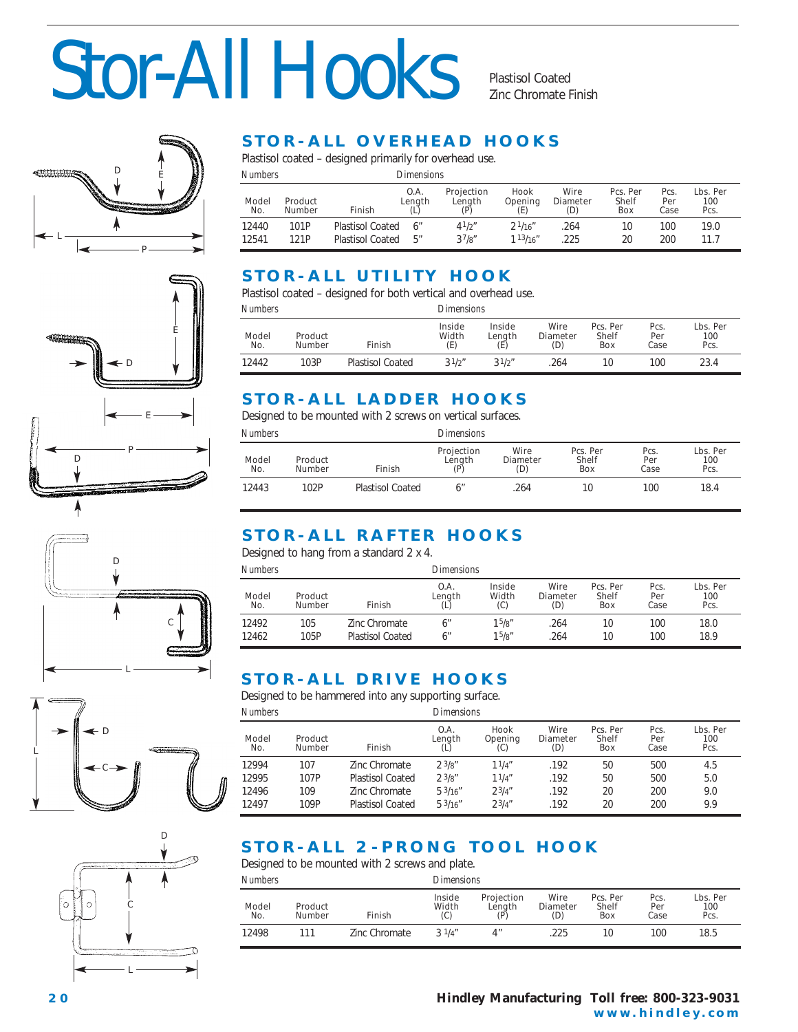# Stor-All Hooks

Plastisol Coated
Zinc Chromate Finish

## STOR-ALL OVERHEAD HOOKS

Plastisol coated – designed primarily for overhead use.

| Numbers | | | Dimensions | | | | | | |
|---|---|---|---|---|---|---|---|---|---|
| Model No. | Product Number | Finish | O.A. Length (L) | Projection Length (P) | Hook Opening (E) | Wire Diameter (D) | Pcs. Per Shelf Box | Pcs. Per Case | Lbs. Per 100 Pcs. |
| 12440 | 101P | Plastisol Coated | 6″ | 4 1/2″ | 2 1/16″ | .264 | 10 | 100 | 19.0 |
| 12541 | 121P | Plastisol Coated | 5″ | 3 7/8″ | 1 13/16″ | .225 | 20 | 200 | 11.7 |

## STOR-ALL UTILITY HOOK

Plastisol coated – designed for both vertical and overhead use.

| Numbers | | | Dimensions | | | | | |
|---|---|---|---|---|---|---|---|---|
| Model No. | Product Number | Finish | Inside Width (E) | Inside Length (E) | Wire Diameter (D) | Pcs. Per Shelf Box | Pcs. Per Case | Lbs. Per 100 Pcs. |
| 12442 | 103P | Plastisol Coated | 3 1/2″ | 3 1/2″ | .264 | 10 | 100 | 23.4 |

## STOR-ALL LADDER HOOKS

Designed to be mounted with 2 screws on vertical surfaces.

| Numbers | | | Dimensions | | | | |
|---|---|---|---|---|---|---|---|
| Model No. | Product Number | Finish | Projection Length (P) | Wire Diameter (D) | Pcs. Per Shelf Box | Pcs. Per Case | Lbs. Per 100 Pcs. |
| 12443 | 102P | Plastisol Coated | 6″ | .264 | 10 | 100 | 18.4 |

## STOR-ALL RAFTER HOOKS

Designed to hang from a standard 2 x 4.

| Numbers | | | Dimensions | | | | | |
|---|---|---|---|---|---|---|---|---|
| Model No. | Product Number | Finish | O.A. Length (L) | Inside Width (C) | Wire Diameter (D) | Pcs. Per Shelf Box | Pcs. Per Case | Lbs. Per 100 Pcs. |
| 12492 | 105 | Zinc Chromate | 6″ | 1 5/8″ | .264 | 10 | 100 | 18.0 |
| 12462 | 105P | Plastisol Coated | 6″ | 1 5/8″ | .264 | 10 | 100 | 18.9 |

## STOR-ALL DRIVE HOOKS

Designed to be hammered into any supporting surface.

| Numbers | | | Dimensions | | | | | |
|---|---|---|---|---|---|---|---|---|
| Model No. | Product Number | Finish | O.A. Length (L) | Hook Opening (C) | Wire Diameter (D) | Pcs. Per Shelf Box | Pcs. Per Case | Lbs. Per 100 Pcs. |
| 12994 | 107 | Zinc Chromate | 2 3/8″ | 1 1/4″ | .192 | 50 | 500 | 4.5 |
| 12995 | 107P | Plastisol Coated | 2 3/8″ | 1 1/4″ | .192 | 50 | 500 | 5.0 |
| 12496 | 109 | Zinc Chromate | 5 3/16″ | 2 3/4″ | .192 | 20 | 200 | 9.0 |
| 12497 | 109P | Plastisol Coated | 5 3/16″ | 2 3/4″ | .192 | 20 | 200 | 9.9 |

## STOR-ALL 2-PRONG TOOL HOOK

Designed to be mounted with 2 screws and plate.

| Numbers | | | Dimensions | | | | | |
|---|---|---|---|---|---|---|---|---|
| Model No. | Product Number | Finish | Inside Width (C) | Projection Length (P) | Wire Diameter (D) | Pcs. Per Shelf Box | Pcs. Per Case | Lbs. Per 100 Pcs. |
| 12498 | 111 | Zinc Chromate | 3 1/4″ | 4″ | .225 | 10 | 100 | 18.5 |

**Hindley Manufacturing Toll free: 800-323-9031**
**www.hindley.com**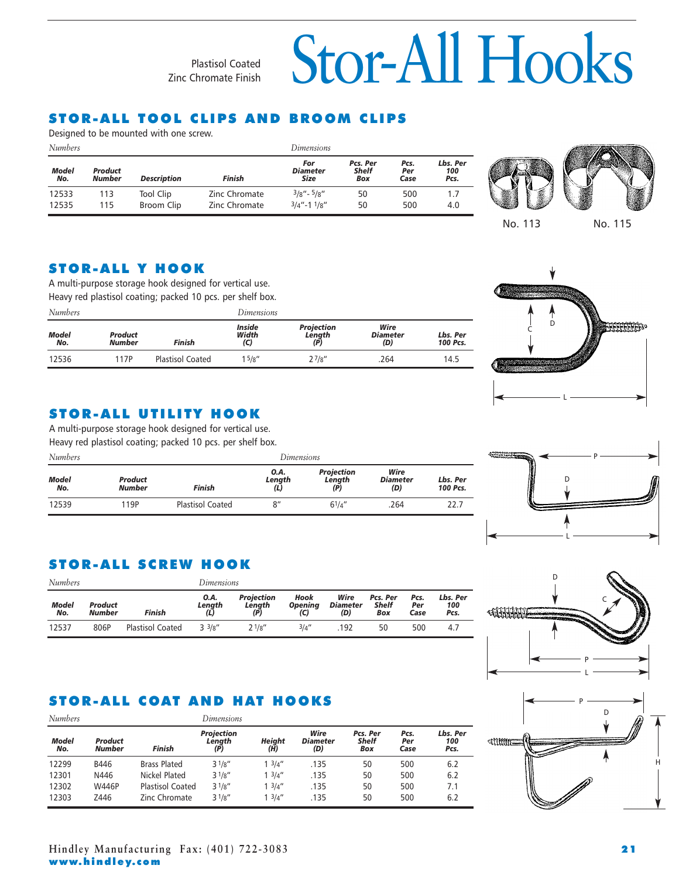Plastisol Coated
Zinc Chromate Finish

# Stor-All Hooks

## STOR-ALL TOOL CLIPS AND BROOM CLIPS

Designed to be mounted with one screw.

| *Numbers* | | | | *Dimensions* | | | |
|---|---|---|---|---|---|---|---|
| **Model No.** | **Product Number** | **Description** | **Finish** | **For Diameter Size** | **Pcs. Per Shelf Box** | **Pcs. Per Case** | **Lbs. Per 100 Pcs.** |
| 12533 | 113 | Tool Clip | Zinc Chromate | 3/8"- 5/8" | 50 | 500 | 1.7 |
| 12535 | 115 | Broom Clip | Zinc Chromate | 3/4"-1 1/8" | 50 | 500 | 4.0 |

No. 113 No. 115

## STOR-ALL Y HOOK

A multi-purpose storage hook designed for vertical use.
Heavy red plastisol coating; packed 10 pcs. per shelf box.

| *Numbers* | | | *Dimensions* | | | |
|---|---|---|---|---|---|---|
| **Model No.** | **Product Number** | **Finish** | **Inside Width (C)** | **Projection Length (P)** | **Wire Diameter (D)** | **Lbs. Per 100 Pcs.** |
| 12536 | 117P | Plastisol Coated | 1 5/8" | 2 7/8" | .264 | 14.5 |

## STOR-ALL UTILITY HOOK

A multi-purpose storage hook designed for vertical use.
Heavy red plastisol coating; packed 10 pcs. per shelf box.

| *Numbers* | | | *Dimensions* | | | |
|---|---|---|---|---|---|---|
| **Model No.** | **Product Number** | **Finish** | **O.A. Length (L)** | **Projection Length (P)** | **Wire Diameter (D)** | **Lbs. Per 100 Pcs.** |
| 12539 | 119P | Plastisol Coated | 8" | 6 1/4" | .264 | 22.7 |

## STOR-ALL SCREW HOOK

| *Numbers* | | | *Dimensions* | | | | | | |
|---|---|---|---|---|---|---|---|---|---|
| **Model No.** | **Product Number** | **Finish** | **O.A. Length (L)** | **Projection Length (P)** | **Hook Opening (C)** | **Wire Diameter (D)** | **Pcs. Per Shelf Box** | **Pcs. Per Case** | **Lbs. Per 100 Pcs.** |
| 12537 | 806P | Plastisol Coated | 3 3/8" | 2 1/8" | 3/4" | .192 | 50 | 500 | 4.7 |

## STOR-ALL COAT AND HAT HOOKS

| *Numbers* | | | *Dimensions* | | | | | |
|---|---|---|---|---|---|---|---|---|
| **Model No.** | **Product Number** | **Finish** | **Projection Length (P)** | **Height (H)** | **Wire Diameter (D)** | **Pcs. Per Shelf Box** | **Pcs. Per Case** | **Lbs. Per 100 Pcs.** |
| 12299 | B446 | Brass Plated | 3 1/8" | 1 3/4" | .135 | 50 | 500 | 6.2 |
| 12301 | N446 | Nickel Plated | 3 1/8" | 1 3/4" | .135 | 50 | 500 | 6.2 |
| 12302 | W446P | Plastisol Coated | 3 1/8" | 1 3/4" | .135 | 50 | 500 | 7.1 |
| 12303 | Z446 | Zinc Chromate | 3 1/8" | 1 3/4" | .135 | 50 | 500 | 6.2 |

Hindley Manufacturing Fax: (401) 722-3083
www.hindley.com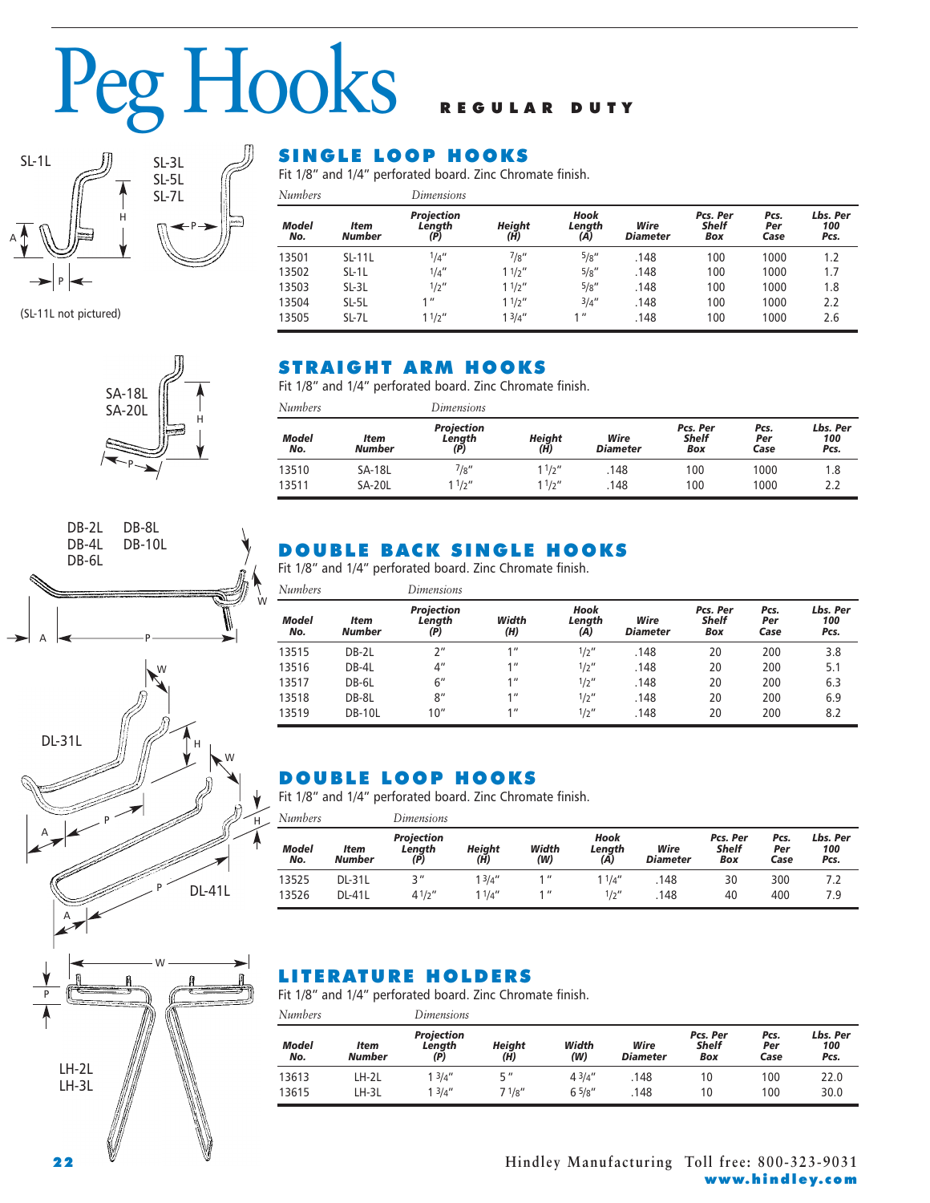# Peg Hooks

REGULAR DUTY

SL-1L

SL-3L
SL-5L
SL-7L

(SL-11L not pictured)

## SINGLE LOOP HOOKS

Fit 1/8" and 1/4" perforated board. Zinc Chromate finish.

| *Numbers* | | *Dimensions* | | | | | | |
|---|---|---|---|---|---|---|---|---|
| **Model No.** | **Item Number** | **Projection Length (P)** | **Height (H)** | **Hook Length (A)** | **Wire Diameter** | **Pcs. Per Shelf Box** | **Pcs. Per Case** | **Lbs. Per 100 Pcs.** |
| 13501 | SL-11L | 1/4" | 7/8" | 5/8" | .148 | 100 | 1000 | 1.2 |
| 13502 | SL-1L | 1/4" | 1 1/2" | 5/8" | .148 | 100 | 1000 | 1.7 |
| 13503 | SL-3L | 1/2" | 1 1/2" | 5/8" | .148 | 100 | 1000 | 1.8 |
| 13504 | SL-5L | 1" | 1 1/2" | 3/4" | .148 | 100 | 1000 | 2.2 |
| 13505 | SL-7L | 1 1/2" | 1 3/4" | 1" | .148 | 100 | 1000 | 2.6 |

SA-18L
SA-20L

## STRAIGHT ARM HOOKS

Fit 1/8" and 1/4" perforated board. Zinc Chromate finish.

| *Numbers* | | *Dimensions* | | | | | |
|---|---|---|---|---|---|---|---|
| **Model No.** | **Item Number** | **Projection Length (P)** | **Height (H)** | **Wire Diameter** | **Pcs. Per Shelf Box** | **Pcs. Per Case** | **Lbs. Per 100 Pcs.** |
| 13510 | SA-18L | 7/8" | 1 1/2" | .148 | 100 | 1000 | 1.8 |
| 13511 | SA-20L | 1 1/2" | 1 1/2" | .148 | 100 | 1000 | 2.2 |

DB-2L DB-8L
DB-4L DB-10L
DB-6L

## DOUBLE BACK SINGLE HOOKS

Fit 1/8" and 1/4" perforated board. Zinc Chromate finish.

| *Numbers* | | *Dimensions* | | | | | | |
|---|---|---|---|---|---|---|---|---|
| **Model No.** | **Item Number** | **Projection Length (P)** | **Width (H)** | **Hook Length (A)** | **Wire Diameter** | **Pcs. Per Shelf Box** | **Pcs. Per Case** | **Lbs. Per 100 Pcs.** |
| 13515 | DB-2L | 2" | 1" | 1/2" | .148 | 20 | 200 | 3.8 |
| 13516 | DB-4L | 4" | 1" | 1/2" | .148 | 20 | 200 | 5.1 |
| 13517 | DB-6L | 6" | 1" | 1/2" | .148 | 20 | 200 | 6.3 |
| 13518 | DB-8L | 8" | 1" | 1/2" | .148 | 20 | 200 | 6.9 |
| 13519 | DB-10L | 10" | 1" | 1/2" | .148 | 20 | 200 | 8.2 |

DL-31L

DL-41L

## DOUBLE LOOP HOOKS

Fit 1/8" and 1/4" perforated board. Zinc Chromate finish.

| *Numbers* | | *Dimensions* | | | | | | | |
|---|---|---|---|---|---|---|---|---|---|
| **Model No.** | **Item Number** | **Projection Length (P)** | **Height (H)** | **Width (W)** | **Hook Length (A)** | **Wire Diameter** | **Pcs. Per Shelf Box** | **Pcs. Per Case** | **Lbs. Per 100 Pcs.** |
| 13525 | DL-31L | 3" | 1 3/4" | 1" | 1 1/4" | .148 | 30 | 300 | 7.2 |
| 13526 | DL-41L | 4 1/2" | 1 1/4" | 1" | 1/2" | .148 | 40 | 400 | 7.9 |

LH-2L
LH-3L

## LITERATURE HOLDERS

Fit 1/8" and 1/4" perforated board. Zinc Chromate finish.

| *Numbers* | | *Dimensions* | | | | | | |
|---|---|---|---|---|---|---|---|---|
| **Model No.** | **Item Number** | **Projection Length (P)** | **Height (H)** | **Width (W)** | **Wire Diameter** | **Pcs. Per Shelf Box** | **Pcs. Per Case** | **Lbs. Per 100 Pcs.** |
| 13613 | LH-2L | 1 3/4" | 5" | 4 3/4" | .148 | 10 | 100 | 22.0 |
| 13615 | LH-3L | 1 3/4" | 7 1/8" | 6 5/8" | .148 | 10 | 100 | 30.0 |

Hindley Manufacturing Toll free: 800-323-9031
www.hindley.com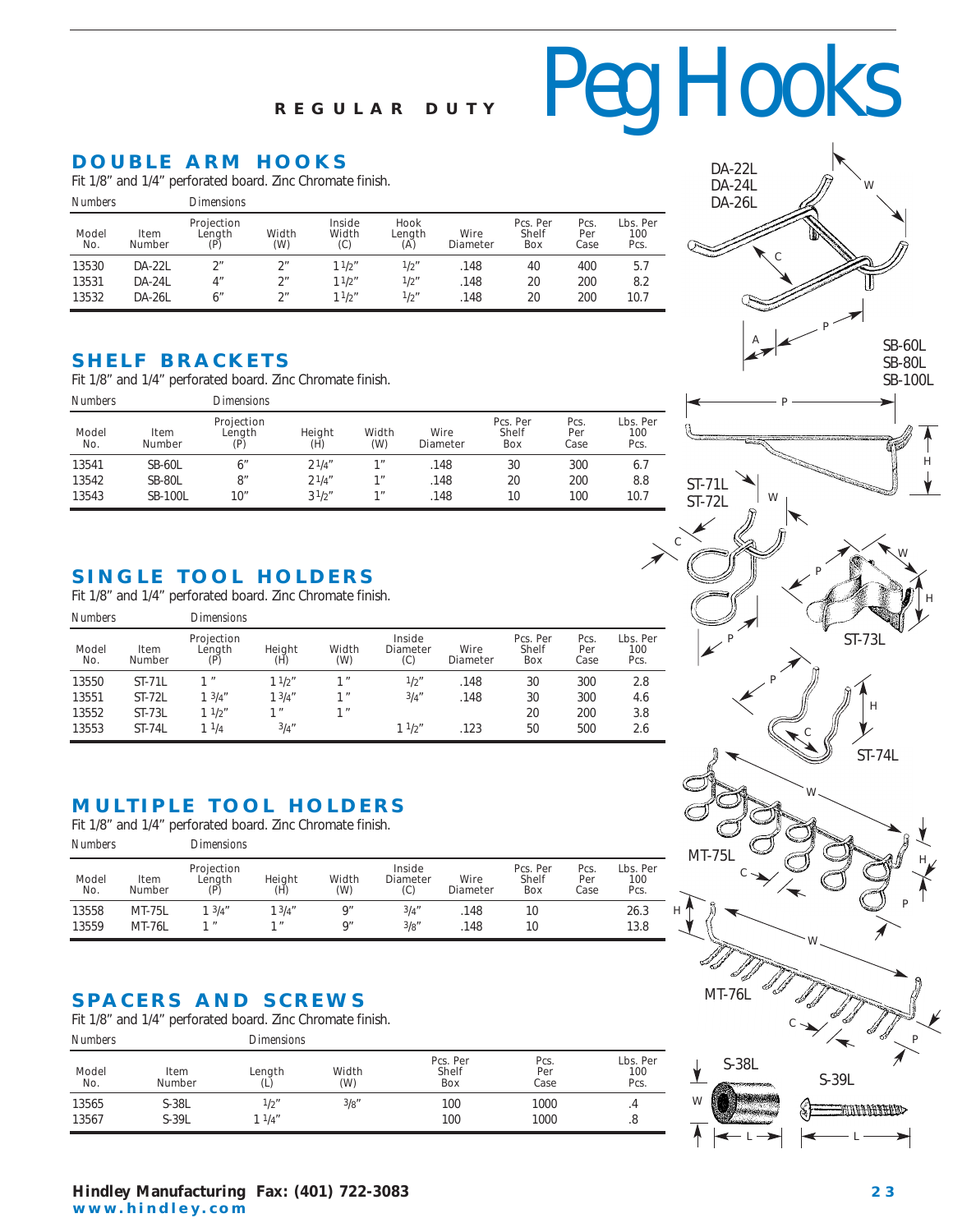# Peg Hooks

**REGULAR DUTY**

## DOUBLE ARM HOOKS

Fit 1/8" and 1/4" perforated board. Zinc Chromate finish.

| Numbers | | Dimensions | | | | | | | |
|---|---|---|---|---|---|---|---|---|---|
| Model No. | Item Number | Projection Length (P) | Width (W) | Inside Width (C) | Hook Length (A) | Wire Diameter | Pcs. Per Shelf Box | Pcs. Per Case | Lbs. Per 100 Pcs. |
| 13530 | DA-22L | 2" | 2" | 1 1/2" | 1/2" | .148 | 40 | 400 | 5.7 |
| 13531 | DA-24L | 4" | 2" | 1 1/2" | 1/2" | .148 | 20 | 200 | 8.2 |
| 13532 | DA-26L | 6" | 2" | 1 1/2" | 1/2" | .148 | 20 | 200 | 10.7 |

## SHELF BRACKETS

Fit 1/8" and 1/4" perforated board. Zinc Chromate finish.

| Numbers | | Dimensions | | | | | | |
|---|---|---|---|---|---|---|---|---|
| Model No. | Item Number | Projection Length (P) | Height (H) | Width (W) | Wire Diameter | Pcs. Per Shelf Box | Pcs. Per Case | Lbs. Per 100 Pcs. |
| 13541 | SB-60L | 6" | 2 1/4" | 1" | .148 | 30 | 300 | 6.7 |
| 13542 | SB-80L | 8" | 2 1/4" | 1" | .148 | 20 | 200 | 8.8 |
| 13543 | SB-100L | 10" | 3 1/2" | 1" | .148 | 10 | 100 | 10.7 |

## SINGLE TOOL HOLDERS

Fit 1/8" and 1/4" perforated board. Zinc Chromate finish.

| Numbers | | Dimensions | | | | | | | |
|---|---|---|---|---|---|---|---|---|---|
| Model No. | Item Number | Projection Length (P) | Height (H) | Width (W) | Inside Diameter (C) | Wire Diameter | Pcs. Per Shelf Box | Pcs. Per Case | Lbs. Per 100 Pcs. |
| 13550 | ST-71L | 1" | 1 1/2" | 1" | 1/2" | .148 | 30 | 300 | 2.8 |
| 13551 | ST-72L | 1 3/4" | 1 3/4" | 1" | 3/4" | .148 | 30 | 300 | 4.6 |
| 13552 | ST-73L | 1 1/2" | 1" | 1" | | | 20 | 200 | 3.8 |
| 13553 | ST-74L | 1 1/4 | 3/4" | | 1 1/2" | .123 | 50 | 500 | 2.6 |

## MULTIPLE TOOL HOLDERS

Fit 1/8" and 1/4" perforated board. Zinc Chromate finish.

| Numbers | | Dimensions | | | | | | | |
|---|---|---|---|---|---|---|---|---|---|
| Model No. | Item Number | Projection Length (P) | Height (H) | Width (W) | Inside Diameter (C) | Wire Diameter | Pcs. Per Shelf Box | Pcs. Per Case | Lbs. Per 100 Pcs. |
| 13558 | MT-75L | 1 3/4" | 1 3/4" | 9" | 3/4" | .148 | 10 | | 26.3 |
| 13559 | MT-76L | 1" | 1" | 9" | 3/8" | .148 | 10 | | 13.8 |

## SPACERS AND SCREWS

Fit 1/8" and 1/4" perforated board. Zinc Chromate finish.

| Numbers | | Dimensions | | | | |
|---|---|---|---|---|---|---|
| Model No. | Item Number | Length (L) | Width (W) | Pcs. Per Shelf Box | Pcs. Per Case | Lbs. Per 100 Pcs. |
| 13565 | S-38L | 1/2" | 3/8" | 100 | 1000 | .4 |
| 13567 | S-39L | 1 1/4" | | 100 | 1000 | .8 |

DA-22L
DA-24L
DA-26L

SB-60L
SB-80L
SB-100L

ST-71L
ST-72L

ST-73L

ST-74L

MT-75L

MT-76L

S-38L

S-39L

**Hindley Manufacturing Fax: (401) 722-3083**
**www.hindley.com**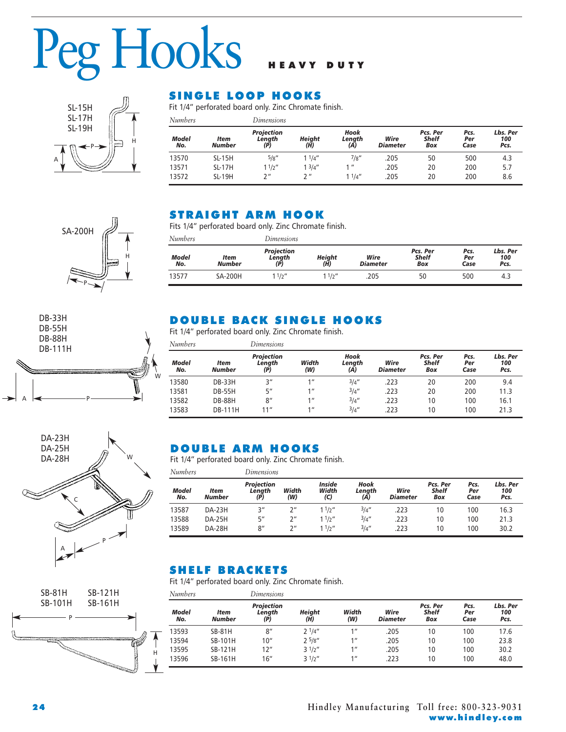# Peg Hooks

HEAVY DUTY

SL-15H
SL-17H
SL-19H

## SINGLE LOOP HOOKS

Fit 1/4" perforated board only. Zinc Chromate finish.

| *Numbers* | | *Dimensions* | | | | | | |
|---|---|---|---|---|---|---|---|---|
| **Model No.** | **Item Number** | **Projection Length (P)** | **Height (H)** | **Hook Length (A)** | **Wire Diameter** | **Pcs. Per Shelf Box** | **Pcs. Per Case** | **Lbs. Per 100 Pcs.** |
| 13570 | SL-15H | 5/8" | 1 1/4" | 7/8" | .205 | 50 | 500 | 4.3 |
| 13571 | SL-17H | 1 1/2" | 1 3/4" | 1" | .205 | 20 | 200 | 5.7 |
| 13572 | SL-19H | 2" | 2" | 1 1/4" | .205 | 20 | 200 | 8.6 |

SA-200H

## STRAIGHT ARM HOOK

Fits 1/4" perforated board only. Zinc Chromate finish.

| *Numbers* | | *Dimensions* | | | | | |
|---|---|---|---|---|---|---|---|
| **Model No.** | **Item Number** | **Projection Length (P)** | **Height (H)** | **Wire Diameter** | **Pcs. Per Shelf Box** | **Pcs. Per Case** | **Lbs. Per 100 Pcs.** |
| 13577 | SA-200H | 1 1/2" | 1 1/2" | .205 | 50 | 500 | 4.3 |

DB-33H
DB-55H
DB-88H
DB-111H

## DOUBLE BACK SINGLE HOOKS

Fit 1/4" perforated board only. Zinc Chromate finish.

| *Numbers* | | *Dimensions* | | | | | | |
|---|---|---|---|---|---|---|---|---|
| **Model No.** | **Item Number** | **Projection Length (P)** | **Width (W)** | **Hook Length (A)** | **Wire Diameter** | **Pcs. Per Shelf Box** | **Pcs. Per Case** | **Lbs. Per 100 Pcs.** |
| 13580 | DB-33H | 3" | 1" | 3/4" | .223 | 20 | 200 | 9.4 |
| 13581 | DB-55H | 5" | 1" | 3/4" | .223 | 20 | 200 | 11.3 |
| 13582 | DB-88H | 8" | 1" | 3/4" | .223 | 10 | 100 | 16.1 |
| 13583 | DB-111H | 11" | 1" | 3/4" | .223 | 10 | 100 | 21.3 |

DA-23H
DA-25H
DA-28H

## DOUBLE ARM HOOKS

Fit 1/4" perforated board only. Zinc Chromate finish.

| *Numbers* | | *Dimensions* | | | | | | | |
|---|---|---|---|---|---|---|---|---|---|
| **Model No.** | **Item Number** | **Projection Length (P)** | **Width (W)** | **Inside Width (C)** | **Hook Length (A)** | **Wire Diameter** | **Pcs. Per Shelf Box** | **Pcs. Per Case** | **Lbs. Per 100 Pcs.** |
| 13587 | DA-23H | 3" | 2" | 1 1/2" | 3/4" | .223 | 10 | 100 | 16.3 |
| 13588 | DA-25H | 5" | 2" | 1 1/2" | 3/4" | .223 | 10 | 100 | 21.3 |
| 13589 | DA-28H | 8" | 2" | 1 1/2" | 3/4" | .223 | 10 | 100 | 30.2 |

SB-81H SB-121H
SB-101H SB-161H

## SHELF BRACKETS

Fit 1/4" perforated board only. Zinc Chromate finish.

| *Numbers* | | *Dimensions* | | | | | | |
|---|---|---|---|---|---|---|---|---|
| **Model No.** | **Item Number** | **Projection Length (P)** | **Height (H)** | **Width (W)** | **Wire Diameter** | **Pcs. Per Shelf Box** | **Pcs. Per Case** | **Lbs. Per 100 Pcs.** |
| 13593 | SB-81H | 8" | 2 1/4" | 1" | .205 | 10 | 100 | 17.6 |
| 13594 | SB-101H | 10" | 2 5/8" | 1" | .205 | 10 | 100 | 23.8 |
| 13595 | SB-121H | 12" | 3 1/2" | 1" | .205 | 10 | 100 | 30.2 |
| 13596 | SB-161H | 16" | 3 1/2" | 1" | .223 | 10 | 100 | 48.0 |

Hindley Manufacturing Toll free: 800-323-9031
www.hindley.com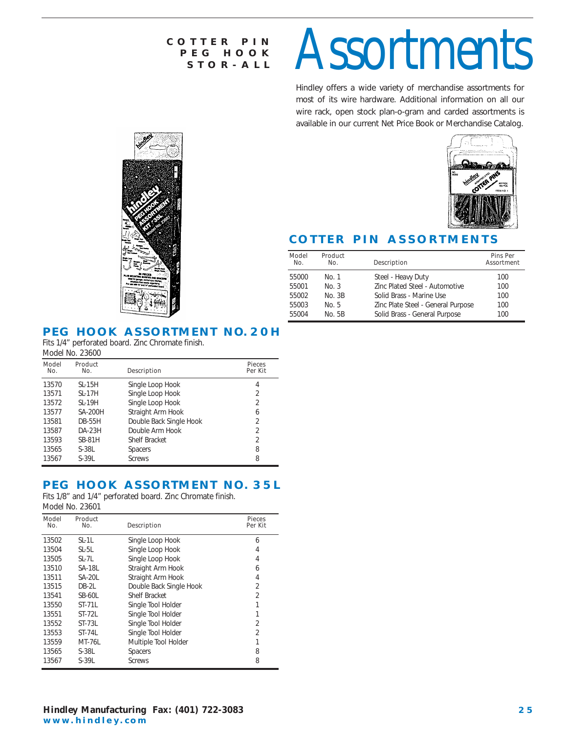COTTER PIN
PEG HOOK
STOR-ALL

# Assortments

Hindley offers a wide variety of merchandise assortments for most of its wire hardware. Additional information on all our wire rack, open stock plan-o-gram and carded assortments is available in our current Net Price Book or Merchandise Catalog.

## COTTER PIN ASSORTMENTS

| Model No. | Product No. | Description | Pins Per Assortment |
|---|---|---|---|
| 55000 | No. 1 | Steel - Heavy Duty | 100 |
| 55001 | No. 3 | Zinc Plated Steel - Automotive | 100 |
| 55002 | No. 3B | Solid Brass - Marine Use | 100 |
| 55003 | No. 5 | Zinc Plate Steel - General Purpose | 100 |
| 55004 | No. 5B | Solid Brass - General Purpose | 100 |

## PEG HOOK ASSORTMENT NO. 20H

Fits 1/4" perforated board. Zinc Chromate finish.
Model No. 23600

| Model No. | Product No. | Description | Pieces Per Kit |
|---|---|---|---|
| 13570 | SL-15H | Single Loop Hook | 4 |
| 13571 | SL-17H | Single Loop Hook | 2 |
| 13572 | SL-19H | Single Loop Hook | 2 |
| 13577 | SA-200H | Straight Arm Hook | 6 |
| 13581 | DB-55H | Double Back Single Hook | 2 |
| 13587 | DA-23H | Double Arm Hook | 2 |
| 13593 | SB-81H | Shelf Bracket | 2 |
| 13565 | S-38L | Spacers | 8 |
| 13567 | S-39L | Screws | 8 |

## PEG HOOK ASSORTMENT NO. 35L

Fits 1/8" and 1/4" perforated board. Zinc Chromate finish.
Model No. 23601

| Model No. | Product No. | Description | Pieces Per Kit |
|---|---|---|---|
| 13502 | SL-1L | Single Loop Hook | 6 |
| 13504 | SL-5L | Single Loop Hook | 4 |
| 13505 | SL-7L | Single Loop Hook | 4 |
| 13510 | SA-18L | Straight Arm Hook | 6 |
| 13511 | SA-20L | Straight Arm Hook | 4 |
| 13515 | DB-2L | Double Back Single Hook | 2 |
| 13541 | SB-60L | Shelf Bracket | 2 |
| 13550 | ST-71L | Single Tool Holder | 1 |
| 13551 | ST-72L | Single Tool Holder | 1 |
| 13552 | ST-73L | Single Tool Holder | 2 |
| 13553 | ST-74L | Single Tool Holder | 2 |
| 13559 | MT-76L | Multiple Tool Holder | 1 |
| 13565 | S-38L | Spacers | 8 |
| 13567 | S-39L | Screws | 8 |

**Hindley Manufacturing Fax: (401) 722-3083**
**www.hindley.com**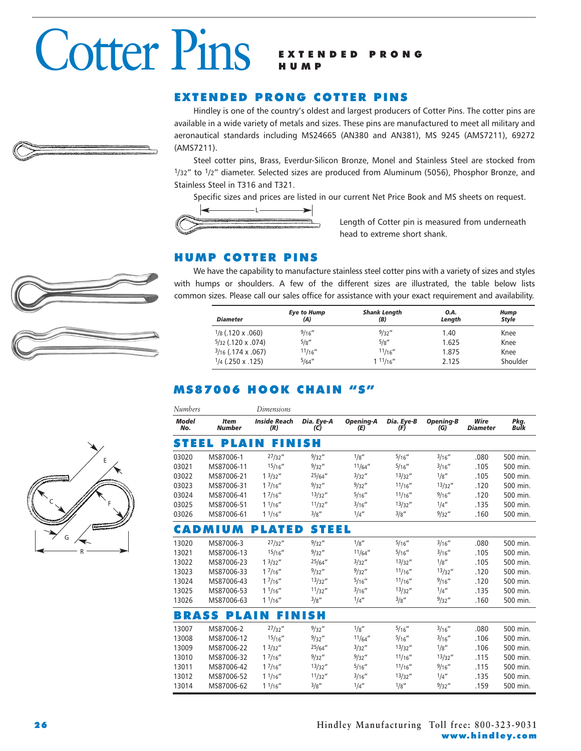# Cotter Pins

**EXTENDED PRONG HUMP**

## EXTENDED PRONG COTTER PINS

Hindley is one of the country's oldest and largest producers of Cotter Pins. The cotter pins are available in a wide variety of metals and sizes. These pins are manufactured to meet all military and aeronautical standards including MS24665 (AN380 and AN381), MS 9245 (AMS7211), 69272 (AMS7211).

Steel cotter pins, Brass, Everdur-Silicon Bronze, Monel and Stainless Steel are stocked from 1/32" to 1/2" diameter. Selected sizes are produced from Aluminum (5056), Phosphor Bronze, and Stainless Steel in T316 and T321.

Specific sizes and prices are listed in our current Net Price Book and MS sheets on request.

L

Length of Cotter pin is measured from underneath head to extreme short shank.

## HUMP COTTER PINS

We have the capability to manufacture stainless steel cotter pins with a variety of sizes and styles with humps or shoulders. A few of the different sizes are illustrated, the table below lists common sizes. Please call our sales office for assistance with your exact requirement and availability.

| Diameter | Eye to Hump (A) | Shank Length (B) | O.A. Length | Hump Style |
|---|---|---|---|---|
| 1/8 (.120 x .060) | 9/16" | 9/32" | 1.40 | Knee |
| 5/32 (.120 x .074) | 5/8" | 5/8" | 1.625 | Knee |
| 3/16 (.174 x .067) | 11/16" | 11/16" | 1.875 | Knee |
| 1/4 (.250 x .125) | 5/64" | 1 11/16" | 2.125 | Shoulder |

## MS87006 HOOK CHAIN "S"

E, C, F, G, R

| Numbers | | Dimensions | | | | | | |
|---|---|---|---|---|---|---|---|---|
| **Model No.** | **Item Number** | **Inside Reach (R)** | **Dia. Eye-A (C)** | **Opening-A (E)** | **Dia. Eye-B (F)** | **Opening-B (G)** | **Wire Diameter** | **Pkg. Bulk** |
| **STEEL PLAIN FINISH** | | | | | | | | |
| 03020 | MS87006-1 | 27/32" | 9/32" | 1/8" | 5/16" | 3/16" | .080 | 500 min. |
| 03021 | MS87006-11 | 15/16" | 9/32" | 11/64" | 5/16" | 3/16" | .105 | 500 min. |
| 03022 | MS87006-21 | 1 3/32" | 25/64" | 3/32" | 13/32" | 1/8" | .105 | 500 min. |
| 03023 | MS87006-31 | 1 7/16" | 9/32" | 9/32" | 11/16" | 13/32" | .120 | 500 min. |
| 03024 | MS87006-41 | 1 7/16" | 13/32" | 5/16" | 11/16" | 9/16" | .120 | 500 min. |
| 03025 | MS87006-51 | 1 1/16" | 11/32" | 3/16" | 13/32" | 1/4" | .135 | 500 min. |
| 03026 | MS87006-61 | 1 1/16" | 3/8" | 1/4" | 3/8" | 9/32" | .160 | 500 min. |
| **CADMIUM PLATED STEEL** | | | | | | | | |
| 13020 | MS87006-3 | 27/32" | 9/32" | 1/8" | 5/16" | 3/16" | .080 | 500 min. |
| 13021 | MS87006-13 | 15/16" | 9/32" | 11/64" | 5/16" | 3/16" | .105 | 500 min. |
| 13022 | MS87006-23 | 1 3/32" | 25/64" | 3/32" | 13/32" | 1/8" | .105 | 500 min. |
| 13023 | MS87006-33 | 1 7/16" | 9/32" | 9/32" | 11/16" | 13/32" | .120 | 500 min. |
| 13024 | MS87006-43 | 1 7/16" | 13/32" | 5/16" | 11/16" | 9/16" | .120 | 500 min. |
| 13025 | MS87006-53 | 1 1/16" | 11/32" | 3/16" | 13/32" | 1/4" | .135 | 500 min. |
| 13026 | MS87006-63 | 1 1/16" | 3/8" | 1/4" | 3/8" | 9/32" | .160 | 500 min. |
| **BRASS PLAIN FINISH** | | | | | | | | |
| 13007 | MS87006-2 | 27/32" | 9/32" | 1/8" | 5/16" | 3/16" | .080 | 500 min. |
| 13008 | MS87006-12 | 15/16" | 9/32" | 11/64" | 5/16" | 3/16" | .106 | 500 min. |
| 13009 | MS87006-22 | 1 3/32" | 25/64" | 3/32" | 13/32" | 1/8" | .106 | 500 min. |
| 13010 | MS87006-32 | 1 7/16" | 9/32" | 9/32" | 11/16" | 13/32" | .115 | 500 min. |
| 13011 | MS87006-42 | 1 7/16" | 13/32" | 5/16" | 11/16" | 9/16" | .115 | 500 min. |
| 13012 | MS87006-52 | 1 1/16" | 11/32" | 3/16" | 13/32" | 1/4" | .135 | 500 min. |
| 13014 | MS87006-62 | 1 1/16" | 3/8" | 1/4" | 1/8" | 9/32" | .159 | 500 min. |

Hindley Manufacturing Toll free: 800-323-9031
www.hindley.com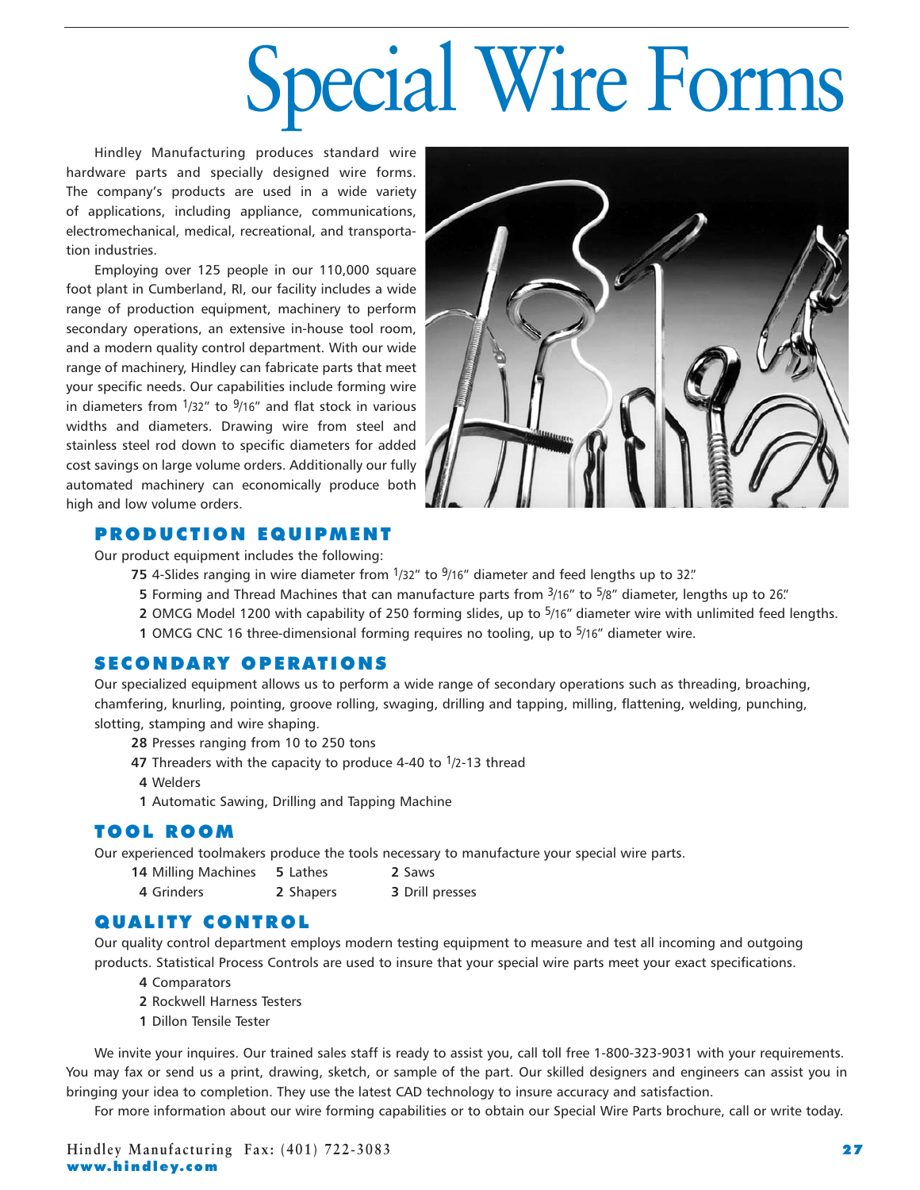# Special Wire Forms

Hindley Manufacturing produces standard wire hardware parts and specially designed wire forms. The company's products are used in a wide variety of applications, including appliance, communications, electromechanical, medical, recreational, and transportation industries.

Employing over 125 people in our 110,000 square foot plant in Cumberland, RI, our facility includes a wide range of production equipment, machinery to perform secondary operations, an extensive in-house tool room, and a modern quality control department. With our wide range of machinery, Hindley can fabricate parts that meet your specific needs. Our capabilities include forming wire in diameters from 1/32" to 9/16" and flat stock in various widths and diameters. Drawing wire from steel and stainless steel rod down to specific diameters for added cost savings on large volume orders. Additionally our fully automated machinery can economically produce both high and low volume orders.

## PRODUCTION EQUIPMENT

Our product equipment includes the following:

- **75** 4-Slides ranging in wire diameter from 1/32" to 9/16" diameter and feed lengths up to 32."
- **5** Forming and Thread Machines that can manufacture parts from 3/16" to 5/8" diameter, lengths up to 26."
- **2** OMCG Model 1200 with capability of 250 forming slides, up to 5/16" diameter wire with unlimited feed lengths.
- **1** OMCG CNC 16 three-dimensional forming requires no tooling, up to 5/16" diameter wire.

## SECONDARY OPERATIONS

Our specialized equipment allows us to perform a wide range of secondary operations such as threading, broaching, chamfering, knurling, pointing, groove rolling, swaging, drilling and tapping, milling, flattening, welding, punching, slotting, stamping and wire shaping.

- **28** Presses ranging from 10 to 250 tons
- **47** Threaders with the capacity to produce 4-40 to 1/2-13 thread
- **4** Welders
- **1** Automatic Sawing, Drilling and Tapping Machine

## TOOL ROOM

Our experienced toolmakers produce the tools necessary to manufacture your special wire parts.

| | | |
|---|---|---|
| **14** Milling Machines | **5** Lathes | **2** Saws |
| **4** Grinders | **2** Shapers | **3** Drill presses |

## QUALITY CONTROL

Our quality control department employs modern testing equipment to measure and test all incoming and outgoing products. Statistical Process Controls are used to insure that your special wire parts meet your exact specifications.

- **4** Comparators
- **2** Rockwell Harness Testers
- **1** Dillon Tensile Tester

We invite your inquires. Our trained sales staff is ready to assist you, call toll free 1-800-323-9031 with your requirements. You may fax or send us a print, drawing, sketch, or sample of the part. Our skilled designers and engineers can assist you in bringing your idea to completion. They use the latest CAD technology to insure accuracy and satisfaction.

For more information about our wire forming capabilities or to obtain our Special Wire Parts brochure, call or write today.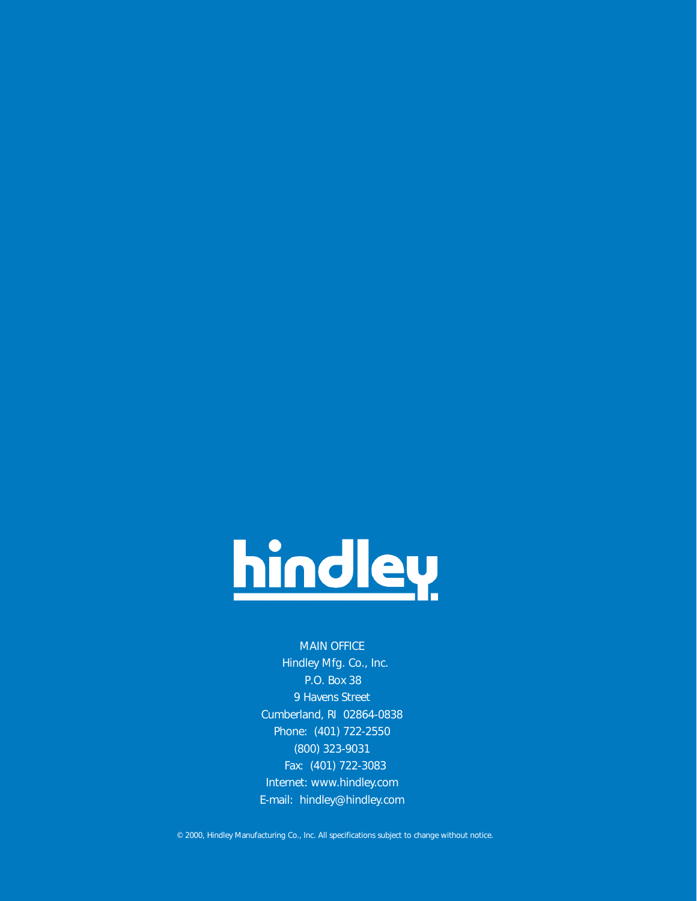hindley

MAIN OFFICE
Hindley Mfg. Co., Inc.
P.O. Box 38
9 Havens Street
Cumberland, RI 02864-0838
Phone: (401) 722-2550
(800) 323-9031
Fax: (401) 722-3083
Internet: www.hindley.com
E-mail: hindley@hindley.com

© 2000, Hindley Manufacturing Co., Inc. All specifications subject to change without notice.